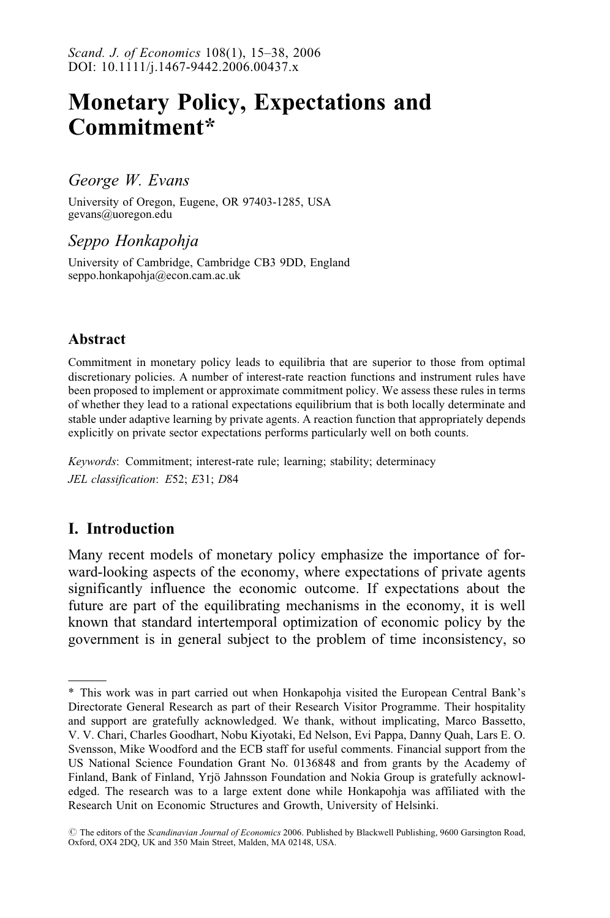# Monetary Policy, Expectations and Commitment*

*George W. Evans*

University of Oregon, Eugene, OR 97403-1285, USA
gevans@uoregon.edu

*Seppo Honkapohja*

University of Cambridge, Cambridge CB3 9DD, England
seppo.honkapohja@econ.cam.ac.uk

## Abstract

Commitment in monetary policy leads to equilibria that are superior to those from optimal discretionary policies. A number of interest-rate reaction functions and instrument rules have been proposed to implement or approximate commitment policy. We assess these rules in terms of whether they lead to a rational expectations equilibrium that is both locally determinate and stable under adaptive learning by private agents. A reaction function that appropriately depends explicitly on private sector expectations performs particularly well on both counts.

*Keywords*: Commitment; interest-rate rule; learning; stability; determinacy
*JEL classification*: *E*52; *E*31; *D*84

## I. Introduction

Many recent models of monetary policy emphasize the importance of forward-looking aspects of the economy, where expectations of private agents significantly influence the economic outcome. If expectations about the future are part of the equilibrating mechanisms in the economy, it is well known that standard intertemporal optimization of economic policy by the government is in general subject to the problem of time inconsistency, so

---

* This work was in part carried out when Honkapohja visited the European Central Bank's Directorate General Research as part of their Research Visitor Programme. Their hospitality and support are gratefully acknowledged. We thank, without implicating, Marco Bassetto, V. V. Chari, Charles Goodhart, Nobu Kiyotaki, Ed Nelson, Evi Pappa, Danny Quah, Lars E. O. Svensson, Mike Woodford and the ECB staff for useful comments. Financial support from the US National Science Foundation Grant No. 0136848 and from grants by the Academy of Finland, Bank of Finland, Yrjö Jahnsson Foundation and Nokia Group is gratefully acknowledged. The research was to a large extent done while Honkapohja was affiliated with the Research Unit on Economic Structures and Growth, University of Helsinki.

© The editors of the *Scandinavian Journal of Economics* 2006. Published by Blackwell Publishing, 9600 Garsington Road, Oxford, OX4 2DQ, UK and 350 Main Street, Malden, MA 02148, USA.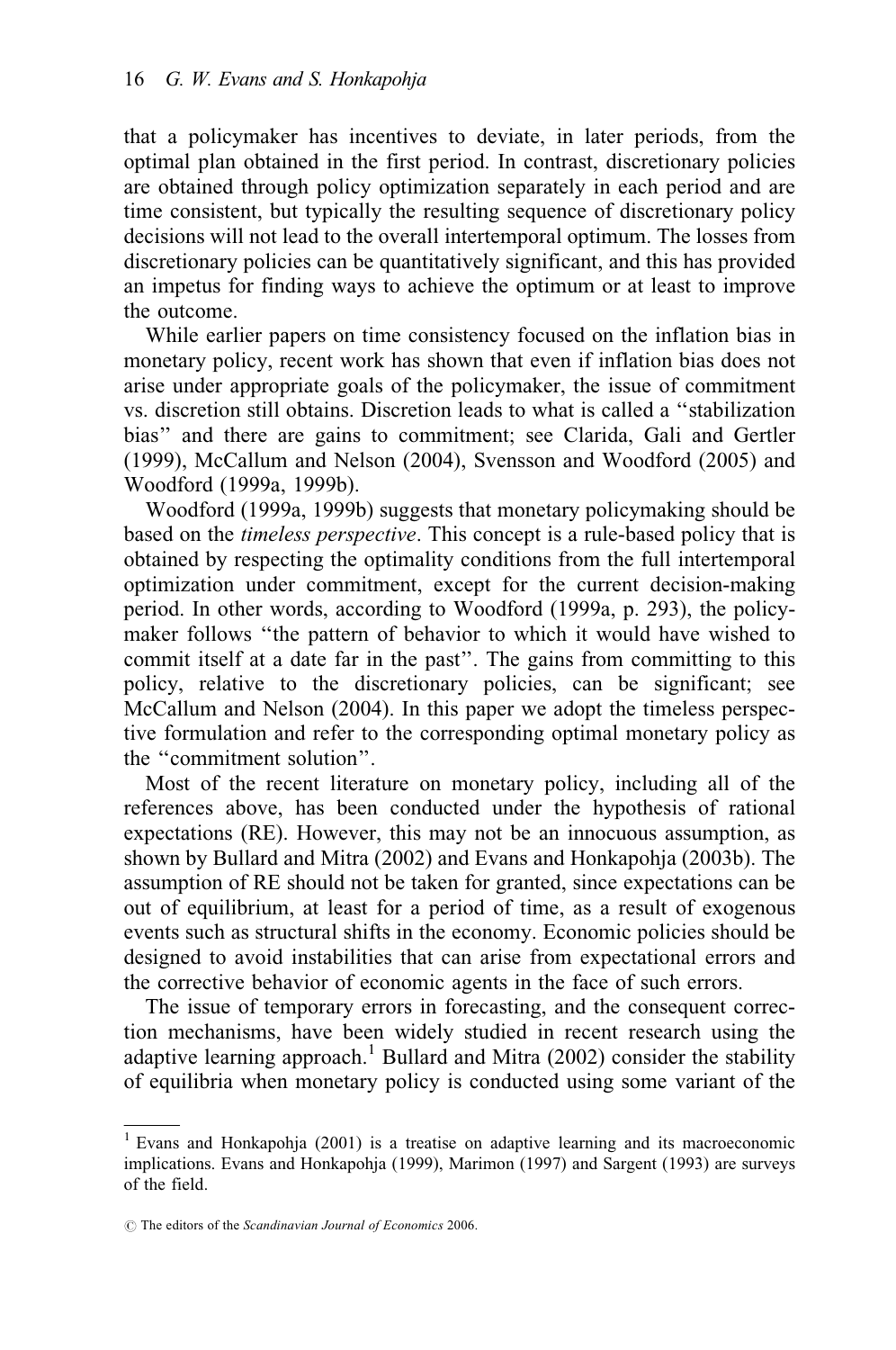that a policymaker has incentives to deviate, in later periods, from the optimal plan obtained in the first period. In contrast, discretionary policies are obtained through policy optimization separately in each period and are time consistent, but typically the resulting sequence of discretionary policy decisions will not lead to the overall intertemporal optimum. The losses from discretionary policies can be quantitatively significant, and this has provided an impetus for finding ways to achieve the optimum or at least to improve the outcome.

While earlier papers on time consistency focused on the inflation bias in monetary policy, recent work has shown that even if inflation bias does not arise under appropriate goals of the policymaker, the issue of commitment vs. discretion still obtains. Discretion leads to what is called a "stabilization bias" and there are gains to commitment; see Clarida, Gali and Gertler (1999), McCallum and Nelson (2004), Svensson and Woodford (2005) and Woodford (1999a, 1999b).

Woodford (1999a, 1999b) suggests that monetary policymaking should be based on the *timeless perspective*. This concept is a rule-based policy that is obtained by respecting the optimality conditions from the full intertemporal optimization under commitment, except for the current decision-making period. In other words, according to Woodford (1999a, p. 293), the policymaker follows "the pattern of behavior to which it would have wished to commit itself at a date far in the past". The gains from committing to this policy, relative to the discretionary policies, can be significant; see McCallum and Nelson (2004). In this paper we adopt the timeless perspective formulation and refer to the corresponding optimal monetary policy as the "commitment solution".

Most of the recent literature on monetary policy, including all of the references above, has been conducted under the hypothesis of rational expectations (RE). However, this may not be an innocuous assumption, as shown by Bullard and Mitra (2002) and Evans and Honkapohja (2003b). The assumption of RE should not be taken for granted, since expectations can be out of equilibrium, at least for a period of time, as a result of exogenous events such as structural shifts in the economy. Economic policies should be designed to avoid instabilities that can arise from expectational errors and the corrective behavior of economic agents in the face of such errors.

The issue of temporary errors in forecasting, and the consequent correction mechanisms, have been widely studied in recent research using the adaptive learning approach.[1] Bullard and Mitra (2002) consider the stability of equilibria when monetary policy is conducted using some variant of the

[1] Evans and Honkapohja (2001) is a treatise on adaptive learning and its macroeconomic implications. Evans and Honkapohja (1999), Marimon (1997) and Sargent (1993) are surveys of the field.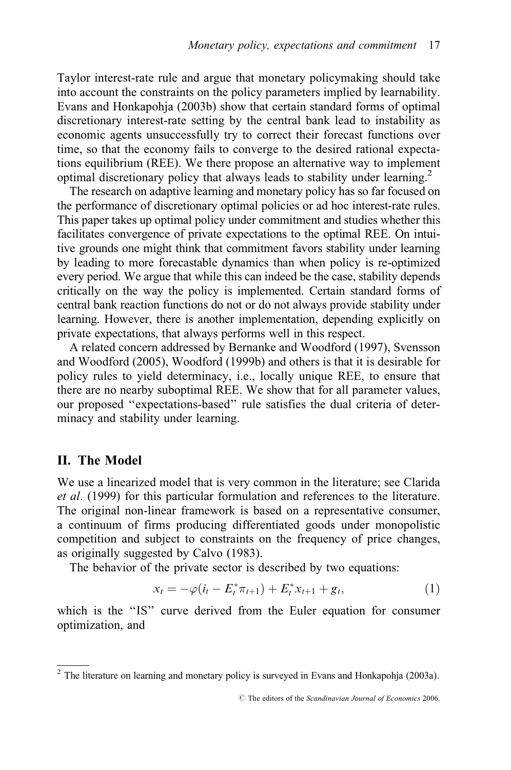Taylor interest-rate rule and argue that monetary policymaking should take into account the constraints on the policy parameters implied by learnability. Evans and Honkapohja (2003b) show that certain standard forms of optimal discretionary interest-rate setting by the central bank lead to instability as economic agents unsuccessfully try to correct their forecast functions over time, so that the economy fails to converge to the desired rational expectations equilibrium (REE). We there propose an alternative way to implement optimal discretionary policy that always leads to stability under learning.[2]

The research on adaptive learning and monetary policy has so far focused on the performance of discretionary optimal policies or ad hoc interest-rate rules. This paper takes up optimal policy under commitment and studies whether this facilitates convergence of private expectations to the optimal REE. On intuitive grounds one might think that commitment favors stability under learning by leading to more forecastable dynamics than when policy is re-optimized every period. We argue that while this can indeed be the case, stability depends critically on the way the policy is implemented. Certain standard forms of central bank reaction functions do not or do not always provide stability under learning. However, there is another implementation, depending explicitly on private expectations, that always performs well in this respect.

A related concern addressed by Bernanke and Woodford (1997), Svensson and Woodford (2005), Woodford (1999b) and others is that it is desirable for policy rules to yield determinacy, i.e., locally unique REE, to ensure that there are no nearby suboptimal REE. We show that for all parameter values, our proposed "expectations-based" rule satisfies the dual criteria of determinacy and stability under learning.

## II. The Model

We use a linearized model that is very common in the literature; see Clarida *et al*. (1999) for this particular formulation and references to the literature. The original non-linear framework is based on a representative consumer, a continuum of firms producing differentiated goods under monopolistic competition and subject to constraints on the frequency of price changes, as originally suggested by Calvo (1983).

The behavior of the private sector is described by two equations:

$$x_t = -\varphi(i_t - E_t^* \pi_{t+1}) + E_t^* x_{t+1} + g_t, \tag{1}$$

which is the "IS" curve derived from the Euler equation for consumer optimization, and

[2] The literature on learning and monetary policy is surveyed in Evans and Honkapohja (2003a).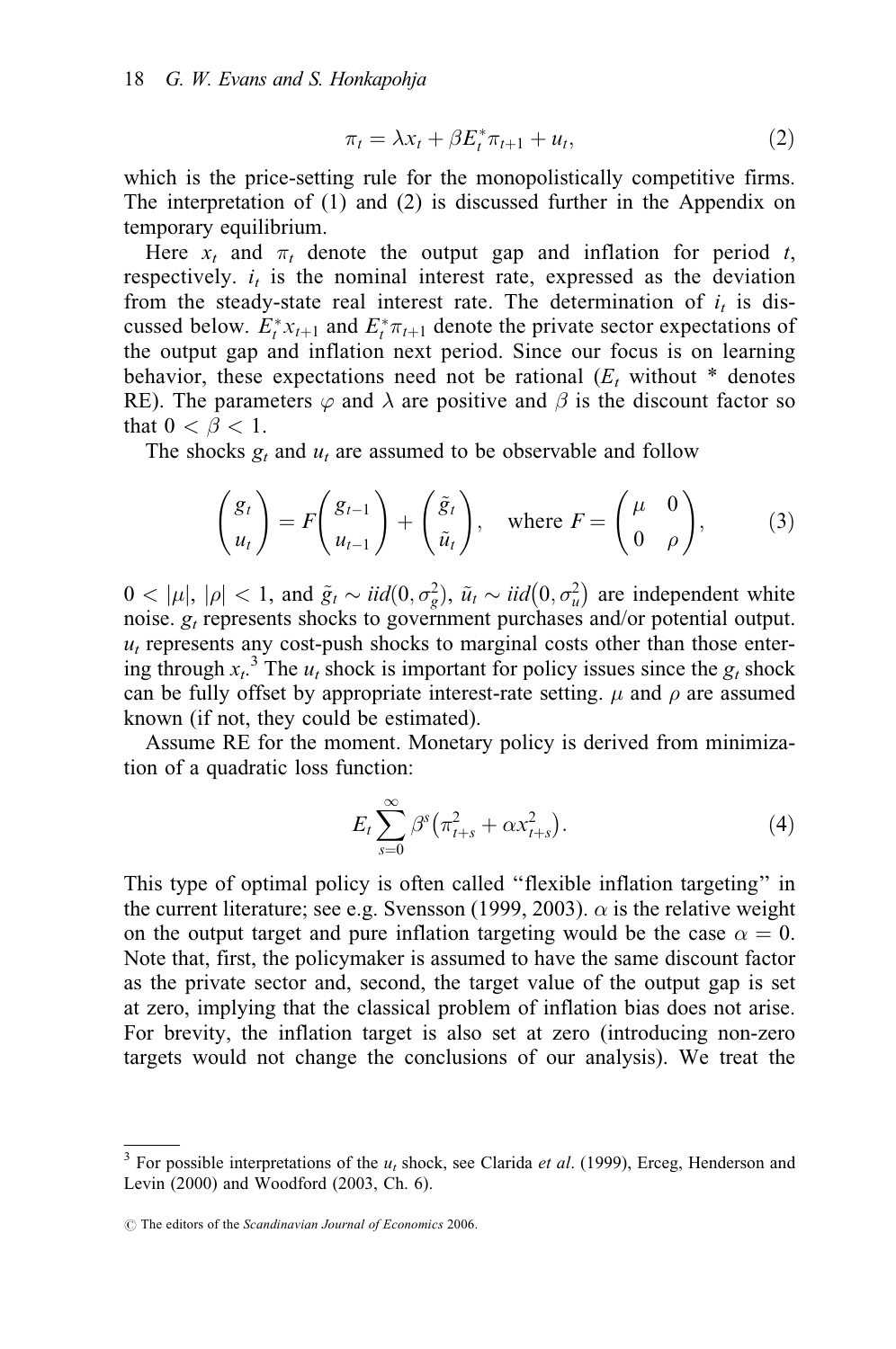$$\pi_t = \lambda x_t + \beta E_t^* \pi_{t+1} + u_t, \tag{2}$$

which is the price-setting rule for the monopolistically competitive firms. The interpretation of (1) and (2) is discussed further in the Appendix on temporary equilibrium.

Here $x_t$ and $\pi_t$ denote the output gap and inflation for period $t$, respectively. $i_t$ is the nominal interest rate, expressed as the deviation from the steady-state real interest rate. The determination of $i_t$ is discussed below. $E_t^* x_{t+1}$ and $E_t^* \pi_{t+1}$ denote the private sector expectations of the output gap and inflation next period. Since our focus is on learning behavior, these expectations need not be rational ($E_t$ without * denotes RE). The parameters $\varphi$ and $\lambda$ are positive and $\beta$ is the discount factor so that $0 < \beta < 1$.

The shocks $g_t$ and $u_t$ are assumed to be observable and follow

$$\begin{pmatrix} g_t \\ u_t \end{pmatrix} = F \begin{pmatrix} g_{t-1} \\ u_{t-1} \end{pmatrix} + \begin{pmatrix} \tilde{g}_t \\ \tilde{u}_t \end{pmatrix}, \quad \text{where } F = \begin{pmatrix} \mu & 0 \\ 0 & \rho \end{pmatrix}, \tag{3}$$

$0 < |\mu|, |\rho| < 1$, and $\tilde{g}_t \sim iid(0, \sigma_g^2)$, $\tilde{u}_t \sim iid(0, \sigma_u^2)$ are independent white noise. $g_t$ represents shocks to government purchases and/or potential output. $u_t$ represents any cost-push shocks to marginal costs other than those entering through $x_t$.[3] The $u_t$ shock is important for policy issues since the $g_t$ shock can be fully offset by appropriate interest-rate setting. $\mu$ and $\rho$ are assumed known (if not, they could be estimated).

Assume RE for the moment. Monetary policy is derived from minimization of a quadratic loss function:

$$E_t \sum_{s=0}^{\infty} \beta^s \left( \pi_{t+s}^2 + \alpha x_{t+s}^2 \right). \tag{4}$$

This type of optimal policy is often called "flexible inflation targeting" in the current literature; see e.g. Svensson (1999, 2003). $\alpha$ is the relative weight on the output target and pure inflation targeting would be the case $\alpha = 0$. Note that, first, the policymaker is assumed to have the same discount factor as the private sector and, second, the target value of the output gap is set at zero, implying that the classical problem of inflation bias does not arise. For brevity, the inflation target is also set at zero (introducing non-zero targets would not change the conclusions of our analysis). We treat the

---

[3] For possible interpretations of the $u_t$ shock, see Clarida *et al*. (1999), Erceg, Henderson and Levin (2000) and Woodford (2003, Ch. 6).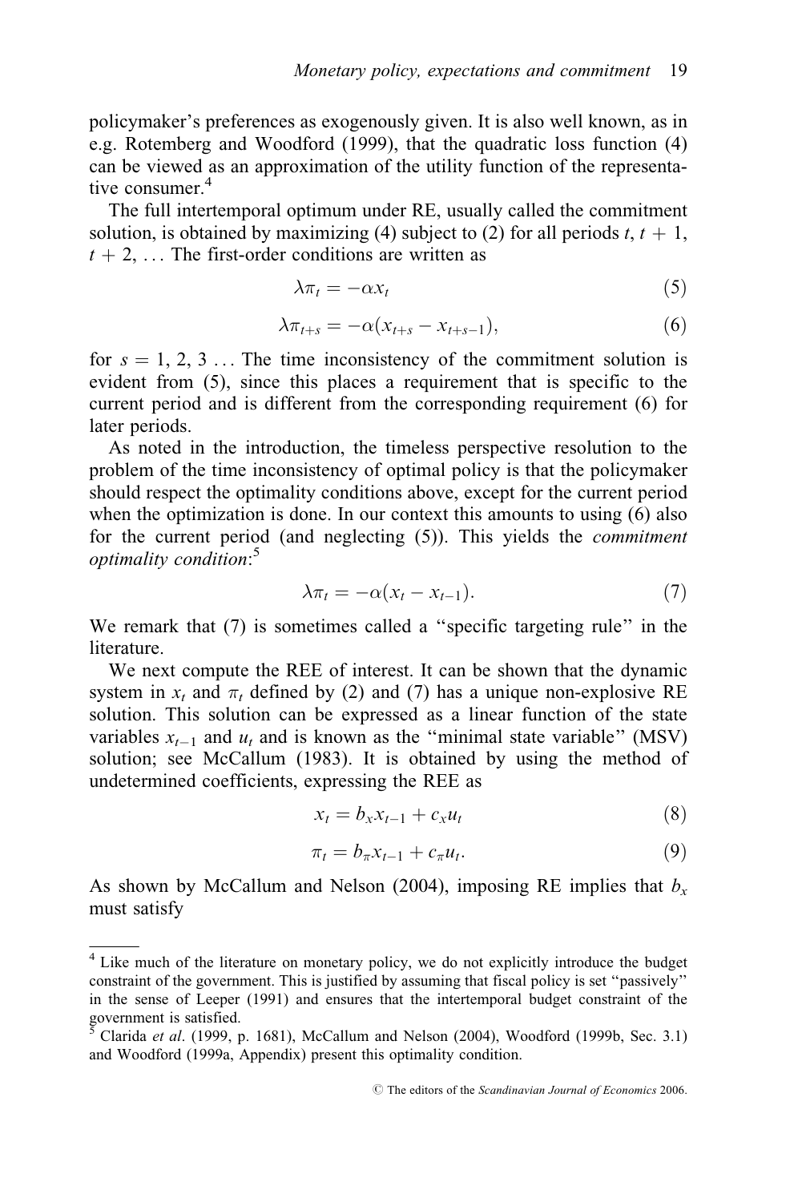policymaker's preferences as exogenously given. It is also well known, as in e.g. Rotemberg and Woodford (1999), that the quadratic loss function (4) can be viewed as an approximation of the utility function of the representative consumer.[4]

The full intertemporal optimum under RE, usually called the commitment solution, is obtained by maximizing (4) subject to (2) for all periods $t$, $t+1$, $t+2$, ... The first-order conditions are written as

$$\lambda\pi_t = -\alpha x_t \tag{5}$$

$$\lambda\pi_{t+s} = -\alpha(x_{t+s} - x_{t+s-1}), \tag{6}$$

for $s = 1, 2, 3$ ... The time inconsistency of the commitment solution is evident from (5), since this places a requirement that is specific to the current period and is different from the corresponding requirement (6) for later periods.

As noted in the introduction, the timeless perspective resolution to the problem of the time inconsistency of optimal policy is that the policymaker should respect the optimality conditions above, except for the current period when the optimization is done. In our context this amounts to using (6) also for the current period (and neglecting (5)). This yields the *commitment optimality condition*:[5]

$$\lambda\pi_t = -\alpha(x_t - x_{t-1}). \tag{7}$$

We remark that (7) is sometimes called a "specific targeting rule" in the literature.

We next compute the REE of interest. It can be shown that the dynamic system in $x_t$ and $\pi_t$ defined by (2) and (7) has a unique non-explosive RE solution. This solution can be expressed as a linear function of the state variables $x_{t-1}$ and $u_t$ and is known as the "minimal state variable" (MSV) solution; see McCallum (1983). It is obtained by using the method of undetermined coefficients, expressing the REE as

$$x_t = b_x x_{t-1} + c_x u_t \tag{8}$$

$$\pi_t = b_\pi x_{t-1} + c_\pi u_t. \tag{9}$$

As shown by McCallum and Nelson (2004), imposing RE implies that $b_x$ must satisfy

---

[4] Like much of the literature on monetary policy, we do not explicitly introduce the budget constraint of the government. This is justified by assuming that fiscal policy is set "passively" in the sense of Leeper (1991) and ensures that the intertemporal budget constraint of the government is satisfied.

[5] Clarida *et al*. (1999, p. 1681), McCallum and Nelson (2004), Woodford (1999b, Sec. 3.1) and Woodford (1999a, Appendix) present this optimality condition.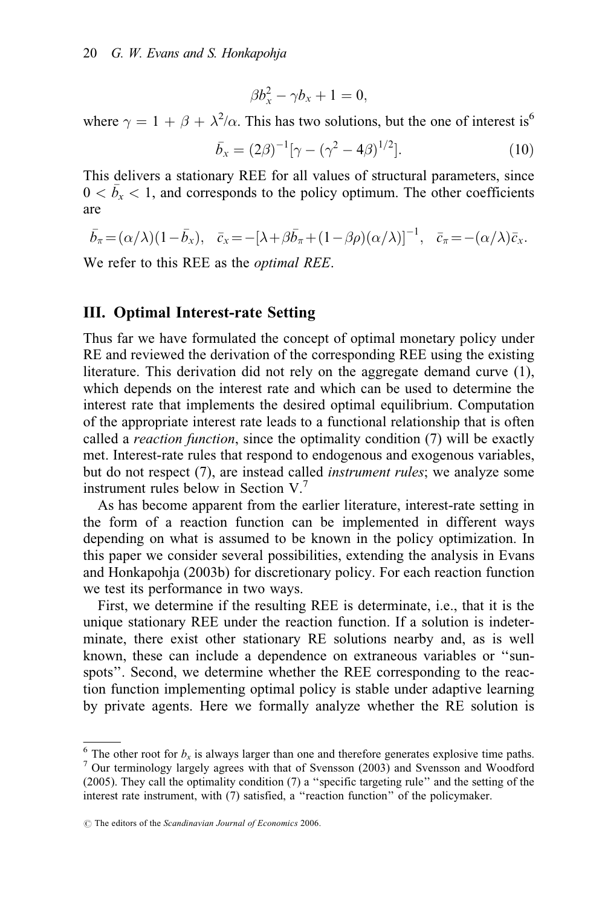$$\beta b_x^2 - \gamma b_x + 1 = 0,$$

where $\gamma = 1 + \beta + \lambda^2/\alpha$. This has two solutions, but the one of interest is[6]

$$\bar{b}_x = (2\beta)^{-1}[\gamma - (\gamma^2 - 4\beta)^{1/2}]. \tag{10}$$

This delivers a stationary REE for all values of structural parameters, since $0 < \bar{b}_x < 1$, and corresponds to the policy optimum. The other coefficients are

$$\bar{b}_\pi = (\alpha/\lambda)(1 - \bar{b}_x), \quad \bar{c}_x = -[\lambda + \beta\bar{b}_\pi + (1 - \beta\rho)(\alpha/\lambda)]^{-1}, \quad \bar{c}_\pi = -(\alpha/\lambda)\bar{c}_x.$$

We refer to this REE as the *optimal REE*.

## III. Optimal Interest-rate Setting

Thus far we have formulated the concept of optimal monetary policy under RE and reviewed the derivation of the corresponding REE using the existing literature. This derivation did not rely on the aggregate demand curve (1), which depends on the interest rate and which can be used to determine the interest rate that implements the desired optimal equilibrium. Computation of the appropriate interest rate leads to a functional relationship that is often called a *reaction function*, since the optimality condition (7) will be exactly met. Interest-rate rules that respond to endogenous and exogenous variables, but do not respect (7), are instead called *instrument rules*; we analyze some instrument rules below in Section V.[7]

As has become apparent from the earlier literature, interest-rate setting in the form of a reaction function can be implemented in different ways depending on what is assumed to be known in the policy optimization. In this paper we consider several possibilities, extending the analysis in Evans and Honkapohja (2003b) for discretionary policy. For each reaction function we test its performance in two ways.

First, we determine if the resulting REE is determinate, i.e., that it is the unique stationary REE under the reaction function. If a solution is indeterminate, there exist other stationary RE solutions nearby and, as is well known, these can include a dependence on extraneous variables or "sunspots". Second, we determine whether the REE corresponding to the reaction function implementing optimal policy is stable under adaptive learning by private agents. Here we formally analyze whether the RE solution is

---

[6] The other root for $b_x$ is always larger than one and therefore generates explosive time paths.

[7] Our terminology largely agrees with that of Svensson (2003) and Svensson and Woodford (2005). They call the optimality condition (7) a "specific targeting rule" and the setting of the interest rate instrument, with (7) satisfied, a "reaction function" of the policymaker.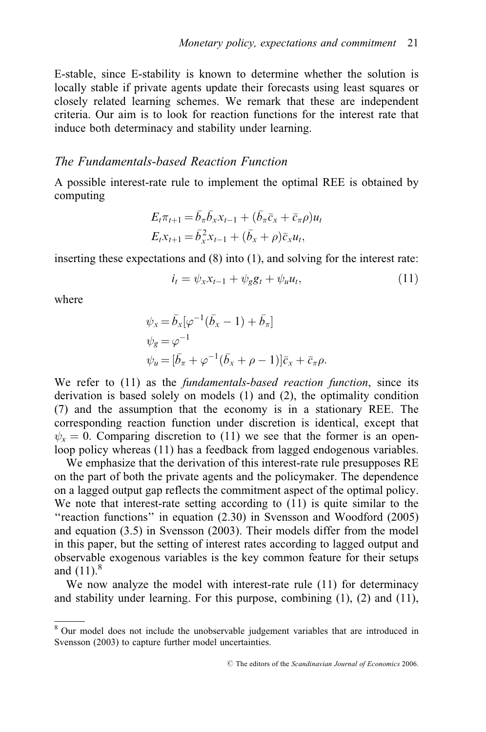E-stable, since E-stability is known to determine whether the solution is locally stable if private agents update their forecasts using least squares or closely related learning schemes. We remark that these are independent criteria. Our aim is to look for reaction functions for the interest rate that induce both determinacy and stability under learning.

### *The Fundamentals-based Reaction Function*

A possible interest-rate rule to implement the optimal REE is obtained by computing

$$
\begin{aligned}
E_t \pi_{t+1} &= \bar{b}_\pi \bar{b}_x x_{t-1} + (\bar{b}_\pi \bar{c}_x + \bar{c}_\pi \rho) u_t \\
E_t x_{t+1} &= \bar{b}_x^2 x_{t-1} + (\bar{b}_x + \rho) \bar{c}_x u_t,
\end{aligned}
$$

inserting these expectations and (8) into (1), and solving for the interest rate:

$$
i_t = \psi_x x_{t-1} + \psi_g g_t + \psi_u u_t, \tag{11}
$$

where

$$
\begin{aligned}
\psi_x &= \bar{b}_x [\varphi^{-1}(\bar{b}_x - 1) + \bar{b}_\pi] \\
\psi_g &= \varphi^{-1} \\
\psi_u &= [\bar{b}_\pi + \varphi^{-1}(\bar{b}_x + \rho - 1)] \bar{c}_x + \bar{c}_\pi \rho.
\end{aligned}
$$

We refer to (11) as the *fundamentals-based reaction function*, since its derivation is based solely on models (1) and (2), the optimality condition (7) and the assumption that the economy is in a stationary REE. The corresponding reaction function under discretion is identical, except that $\psi_x = 0$. Comparing discretion to (11) we see that the former is an open-loop policy whereas (11) has a feedback from lagged endogenous variables.

We emphasize that the derivation of this interest-rate rule presupposes RE on the part of both the private agents and the policymaker. The dependence on a lagged output gap reflects the commitment aspect of the optimal policy. We note that interest-rate setting according to (11) is quite similar to the "reaction functions" in equation (2.30) in Svensson and Woodford (2005) and equation (3.5) in Svensson (2003). Their models differ from the model in this paper, but the setting of interest rates according to lagged output and observable exogenous variables is the key common feature for their setups and (11).[8]

We now analyze the model with interest-rate rule (11) for determinacy and stability under learning. For this purpose, combining (1), (2) and (11),

---

[8] Our model does not include the unobservable judgement variables that are introduced in Svensson (2003) to capture further model uncertainties.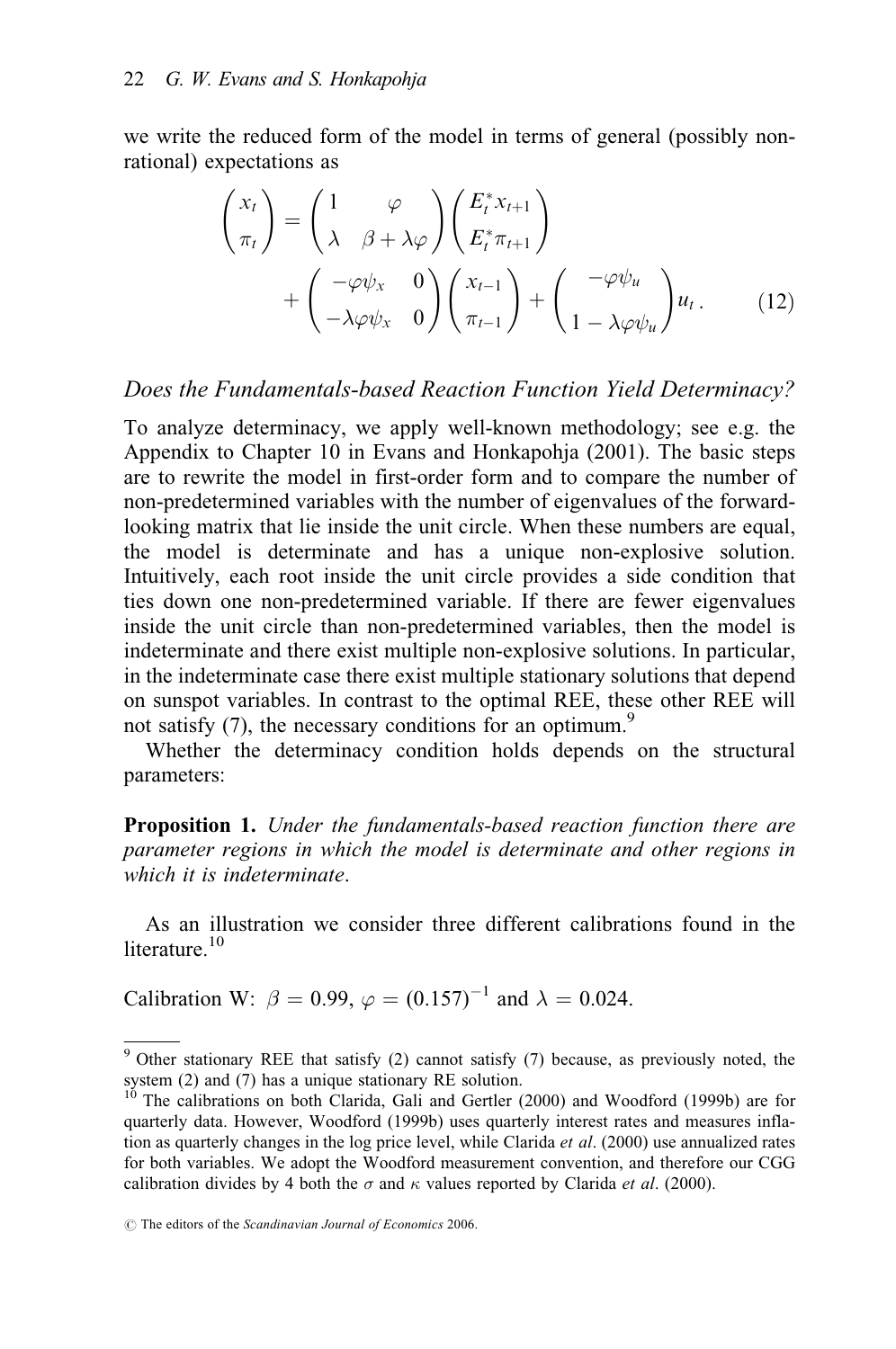we write the reduced form of the model in terms of general (possibly non-rational) expectations as

$$
\begin{pmatrix} x_t \\ \pi_t \end{pmatrix} = \begin{pmatrix} 1 & \varphi \\ \lambda & \beta + \lambda\varphi \end{pmatrix} \begin{pmatrix} E_t^* x_{t+1} \\ E_t^* \pi_{t+1} \end{pmatrix} + \begin{pmatrix} -\varphi\psi_x & 0 \\ -\lambda\varphi\psi_x & 0 \end{pmatrix} \begin{pmatrix} x_{t-1} \\ \pi_{t-1} \end{pmatrix} + \begin{pmatrix} -\varphi\psi_u \\ 1 - \lambda\varphi\psi_u \end{pmatrix} u_t . \tag{12}
$$

*Does the Fundamentals-based Reaction Function Yield Determinacy?*

To analyze determinacy, we apply well-known methodology; see e.g. the Appendix to Chapter 10 in Evans and Honkapohja (2001). The basic steps are to rewrite the model in first-order form and to compare the number of non-predetermined variables with the number of eigenvalues of the forward-looking matrix that lie inside the unit circle. When these numbers are equal, the model is determinate and has a unique non-explosive solution. Intuitively, each root inside the unit circle provides a side condition that ties down one non-predetermined variable. If there are fewer eigenvalues inside the unit circle than non-predetermined variables, then the model is indeterminate and there exist multiple non-explosive solutions. In particular, in the indeterminate case there exist multiple stationary solutions that depend on sunspot variables. In contrast to the optimal REE, these other REE will not satisfy (7), the necessary conditions for an optimum.[9]

Whether the determinacy condition holds depends on the structural parameters:

**Proposition 1.** *Under the fundamentals-based reaction function there are parameter regions in which the model is determinate and other regions in which it is indeterminate.*

As an illustration we consider three different calibrations found in the literature.[10]

Calibration W: $\beta = 0.99$, $\varphi = (0.157)^{-1}$ and $\lambda = 0.024$.

---

[9] Other stationary REE that satisfy (2) cannot satisfy (7) because, as previously noted, the system (2) and (7) has a unique stationary RE solution.

[10] The calibrations on both Clarida, Gali and Gertler (2000) and Woodford (1999b) are for quarterly data. However, Woodford (1999b) uses quarterly interest rates and measures inflation as quarterly changes in the log price level, while Clarida *et al*. (2000) use annualized rates for both variables. We adopt the Woodford measurement convention, and therefore our CGG calibration divides by 4 both the $\sigma$ and $\kappa$ values reported by Clarida *et al*. (2000).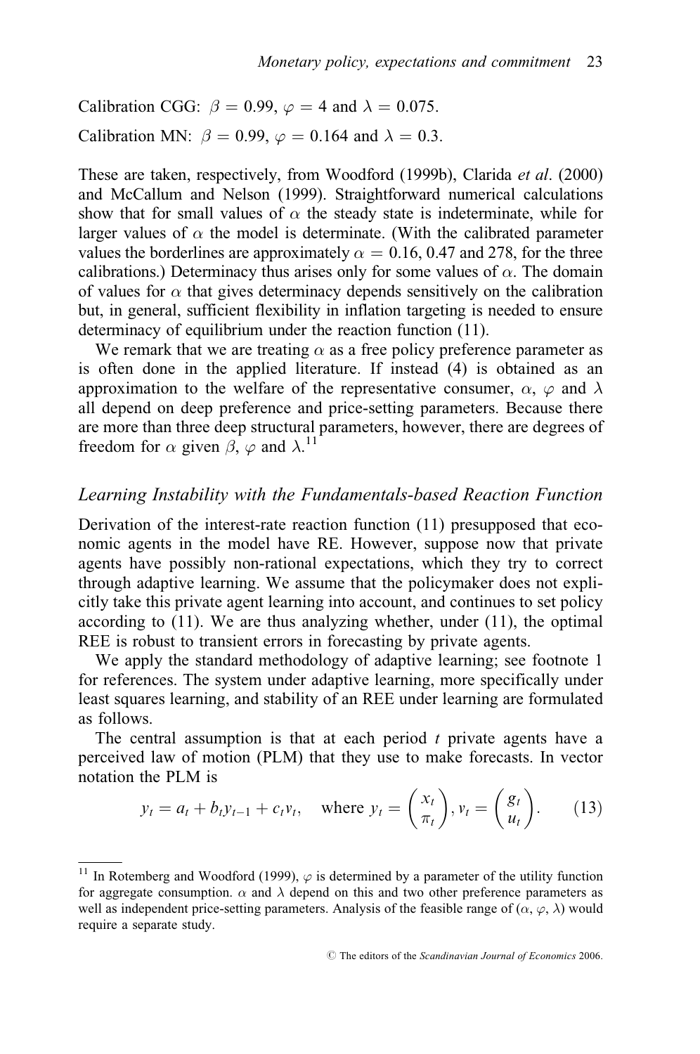Calibration CGG: $\beta = 0.99$, $\varphi = 4$ and $\lambda = 0.075$.

Calibration MN: $\beta = 0.99$, $\varphi = 0.164$ and $\lambda = 0.3$.

These are taken, respectively, from Woodford (1999b), Clarida *et al*. (2000) and McCallum and Nelson (1999). Straightforward numerical calculations show that for small values of $\alpha$ the steady state is indeterminate, while for larger values of $\alpha$ the model is determinate. (With the calibrated parameter values the borderlines are approximately $\alpha = 0.16$, 0.47 and 278, for the three calibrations.) Determinacy thus arises only for some values of $\alpha$. The domain of values for $\alpha$ that gives determinacy depends sensitively on the calibration but, in general, sufficient flexibility in inflation targeting is needed to ensure determinacy of equilibrium under the reaction function (11).

We remark that we are treating $\alpha$ as a free policy preference parameter as is often done in the applied literature. If instead (4) is obtained as an approximation to the welfare of the representative consumer, $\alpha$, $\varphi$ and $\lambda$ all depend on deep preference and price-setting parameters. Because there are more than three deep structural parameters, however, there are degrees of freedom for $\alpha$ given $\beta$, $\varphi$ and $\lambda$.[11]

## *Learning Instability with the Fundamentals-based Reaction Function*

Derivation of the interest-rate reaction function (11) presupposed that economic agents in the model have RE. However, suppose now that private agents have possibly non-rational expectations, which they try to correct through adaptive learning. We assume that the policymaker does not explicitly take this private agent learning into account, and continues to set policy according to (11). We are thus analyzing whether, under (11), the optimal REE is robust to transient errors in forecasting by private agents.

We apply the standard methodology of adaptive learning; see footnote 1 for references. The system under adaptive learning, more specifically under least squares learning, and stability of an REE under learning are formulated as follows.

The central assumption is that at each period $t$ private agents have a perceived law of motion (PLM) that they use to make forecasts. In vector notation the PLM is

$$y_t = a_t + b_t y_{t-1} + c_t v_t, \quad \text{where } y_t = \begin{pmatrix} x_t \\ \pi_t \end{pmatrix}, v_t = \begin{pmatrix} g_t \\ u_t \end{pmatrix}. \qquad (13)$$

[11] In Rotemberg and Woodford (1999), $\varphi$ is determined by a parameter of the utility function for aggregate consumption. $\alpha$ and $\lambda$ depend on this and two other preference parameters as well as independent price-setting parameters. Analysis of the feasible range of $(\alpha, \varphi, \lambda)$ would require a separate study.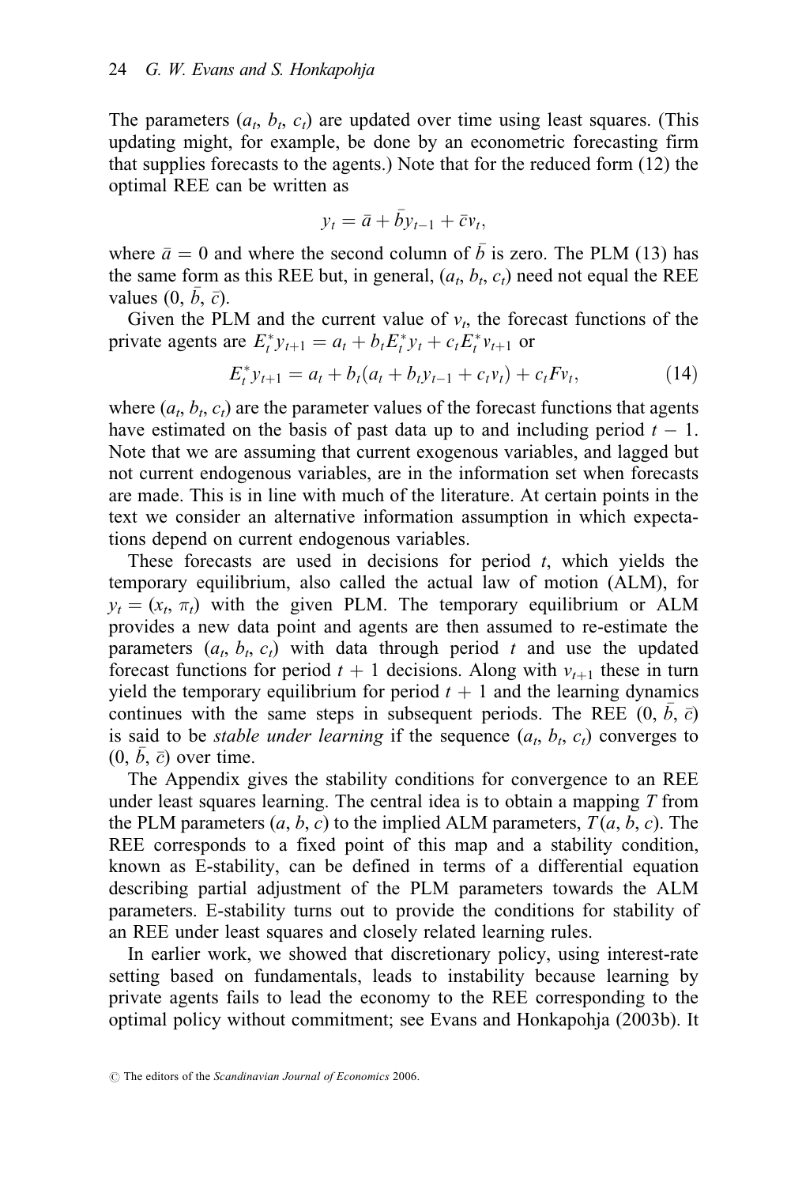The parameters $(a_t, b_t, c_t)$ are updated over time using least squares. (This updating might, for example, be done by an econometric forecasting firm that supplies forecasts to the agents.) Note that for the reduced form (12) the optimal REE can be written as

$$y_t = \bar{a} + \bar{b} y_{t-1} + \bar{c} v_t,$$

where $\bar{a} = 0$ and where the second column of $\bar{b}$ is zero. The PLM (13) has the same form as this REE but, in general, $(a_t, b_t, c_t)$ need not equal the REE values $(0, \bar{b}, \bar{c})$.

Given the PLM and the current value of $v_t$, the forecast functions of the private agents are $E_t^* y_{t+1} = a_t + b_t E_t^* y_t + c_t E_t^* v_{t+1}$ or

$$E_t^* y_{t+1} = a_t + b_t(a_t + b_t y_{t-1} + c_t v_t) + c_t F v_t, \tag{14}$$

where $(a_t, b_t, c_t)$ are the parameter values of the forecast functions that agents have estimated on the basis of past data up to and including period $t-1$. Note that we are assuming that current exogenous variables, and lagged but not current endogenous variables, are in the information set when forecasts are made. This is in line with much of the literature. At certain points in the text we consider an alternative information assumption in which expectations depend on current endogenous variables.

These forecasts are used in decisions for period $t$, which yields the temporary equilibrium, also called the actual law of motion (ALM), for $y_t = (x_t, \pi_t)$ with the given PLM. The temporary equilibrium or ALM provides a new data point and agents are then assumed to re-estimate the parameters $(a_t, b_t, c_t)$ with data through period $t$ and use the updated forecast functions for period $t+1$ decisions. Along with $v_{t+1}$ these in turn yield the temporary equilibrium for period $t+1$ and the learning dynamics continues with the same steps in subsequent periods. The REE $(0, \bar{b}, \bar{c})$ is said to be *stable under learning* if the sequence $(a_t, b_t, c_t)$ converges to $(0, \bar{b}, \bar{c})$ over time.

The Appendix gives the stability conditions for convergence to an REE under least squares learning. The central idea is to obtain a mapping $T$ from the PLM parameters $(a, b, c)$ to the implied ALM parameters, $T(a, b, c)$. The REE corresponds to a fixed point of this map and a stability condition, known as E-stability, can be defined in terms of a differential equation describing partial adjustment of the PLM parameters towards the ALM parameters. E-stability turns out to provide the conditions for stability of an REE under least squares and closely related learning rules.

In earlier work, we showed that discretionary policy, using interest-rate setting based on fundamentals, leads to instability because learning by private agents fails to lead the economy to the REE corresponding to the optimal policy without commitment; see Evans and Honkapohja (2003b). It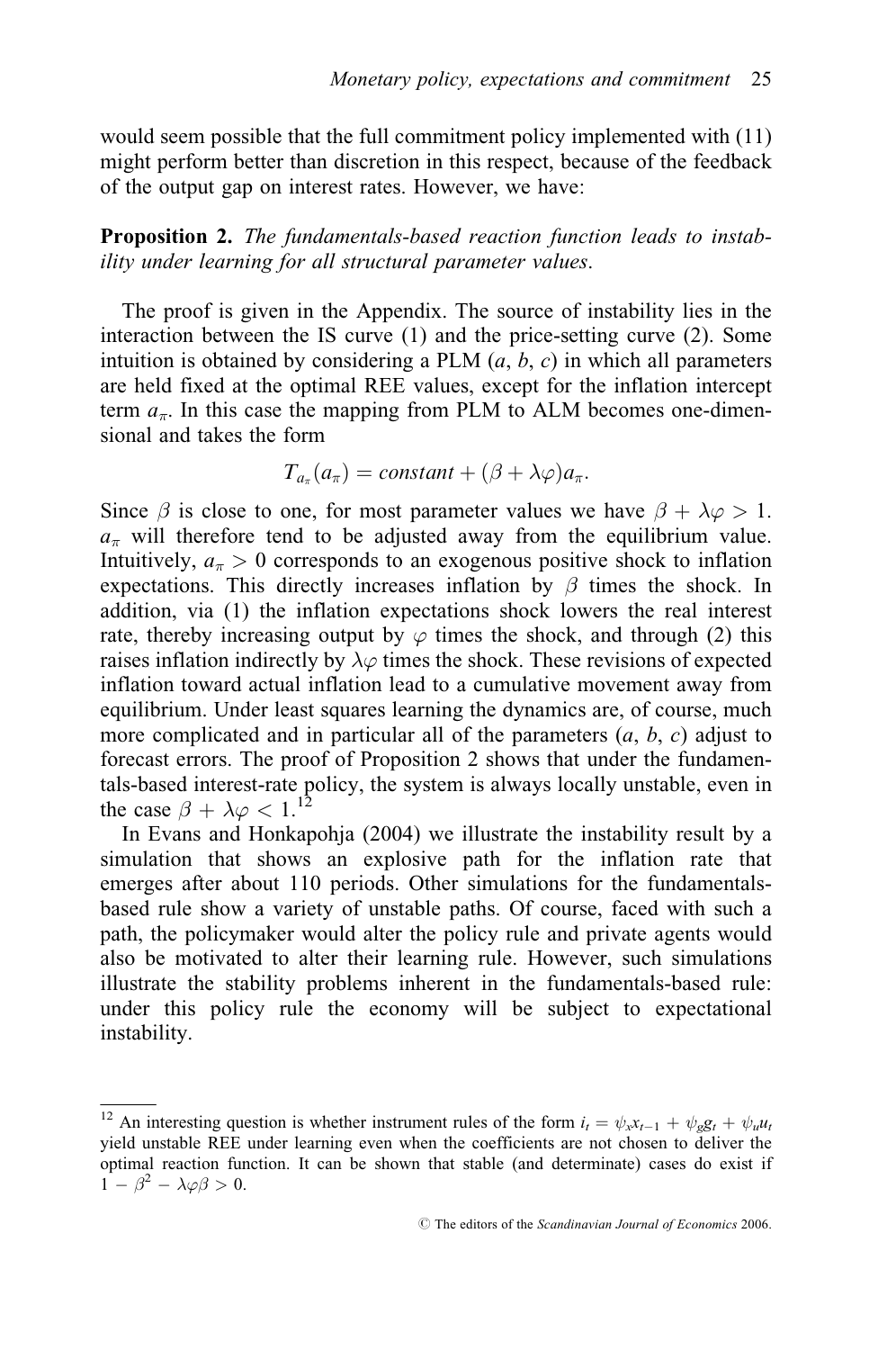would seem possible that the full commitment policy implemented with (11) might perform better than discretion in this respect, because of the feedback of the output gap on interest rates. However, we have:

**Proposition 2.** *The fundamentals-based reaction function leads to instability under learning for all structural parameter values.*

The proof is given in the Appendix. The source of instability lies in the interaction between the IS curve (1) and the price-setting curve (2). Some intuition is obtained by considering a PLM ($a$, $b$, $c$) in which all parameters are held fixed at the optimal REE values, except for the inflation intercept term $a_\pi$. In this case the mapping from PLM to ALM becomes one-dimensional and takes the form

$$T_{a_\pi}(a_\pi) = constant + (\beta + \lambda\varphi)a_\pi.$$

Since $\beta$ is close to one, for most parameter values we have $\beta + \lambda\varphi > 1$. $a_\pi$ will therefore tend to be adjusted away from the equilibrium value. Intuitively, $a_\pi > 0$ corresponds to an exogenous positive shock to inflation expectations. This directly increases inflation by $\beta$ times the shock. In addition, via (1) the inflation expectations shock lowers the real interest rate, thereby increasing output by $\varphi$ times the shock, and through (2) this raises inflation indirectly by $\lambda\varphi$ times the shock. These revisions of expected inflation toward actual inflation lead to a cumulative movement away from equilibrium. Under least squares learning the dynamics are, of course, much more complicated and in particular all of the parameters ($a$, $b$, $c$) adjust to forecast errors. The proof of Proposition 2 shows that under the fundamentals-based interest-rate policy, the system is always locally unstable, even in the case $\beta + \lambda\varphi < 1$.[12]

In Evans and Honkapohja (2004) we illustrate the instability result by a simulation that shows an explosive path for the inflation rate that emerges after about 110 periods. Other simulations for the fundamentals-based rule show a variety of unstable paths. Of course, faced with such a path, the policymaker would alter the policy rule and private agents would also be motivated to alter their learning rule. However, such simulations illustrate the stability problems inherent in the fundamentals-based rule: under this policy rule the economy will be subject to expectational instability.

---

[12] An interesting question is whether instrument rules of the form $i_t = \psi_x x_{t-1} + \psi_g g_t + \psi_u u_t$ yield unstable REE under learning even when the coefficients are not chosen to deliver the optimal reaction function. It can be shown that stable (and determinate) cases do exist if $1 - \beta^2 - \lambda\varphi\beta > 0$.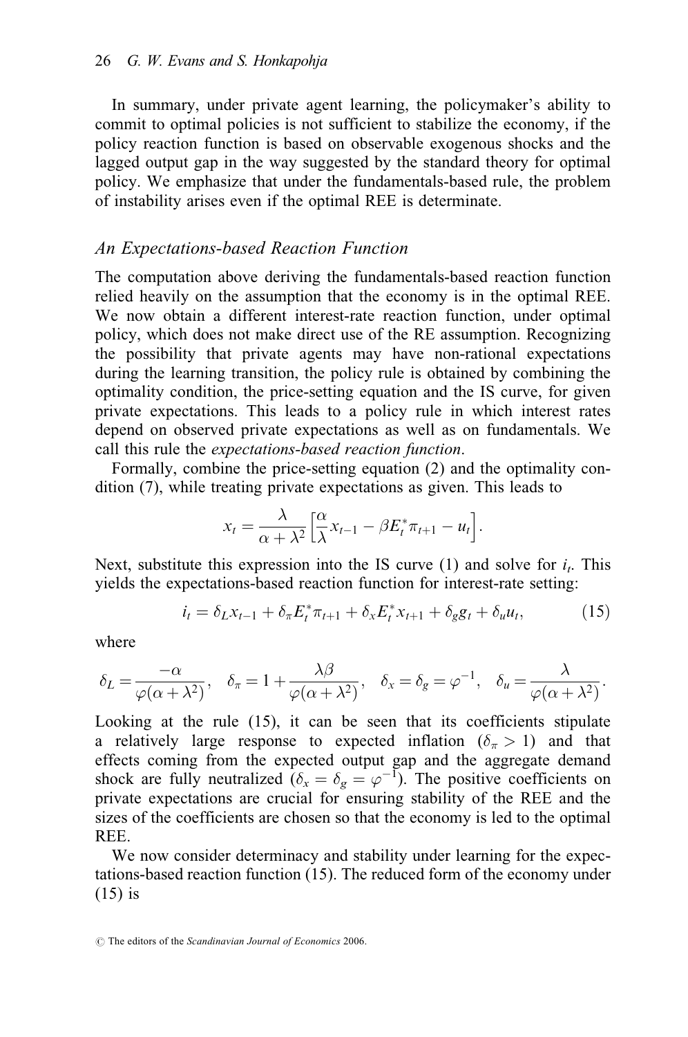In summary, under private agent learning, the policymaker's ability to commit to optimal policies is not sufficient to stabilize the economy, if the policy reaction function is based on observable exogenous shocks and the lagged output gap in the way suggested by the standard theory for optimal policy. We emphasize that under the fundamentals-based rule, the problem of instability arises even if the optimal REE is determinate.

### *An Expectations-based Reaction Function*

The computation above deriving the fundamentals-based reaction function relied heavily on the assumption that the economy is in the optimal REE. We now obtain a different interest-rate reaction function, under optimal policy, which does not make direct use of the RE assumption. Recognizing the possibility that private agents may have non-rational expectations during the learning transition, the policy rule is obtained by combining the optimality condition, the price-setting equation and the IS curve, for given private expectations. This leads to a policy rule in which interest rates depend on observed private expectations as well as on fundamentals. We call this rule the *expectations-based reaction function*.

Formally, combine the price-setting equation (2) and the optimality condition (7), while treating private expectations as given. This leads to

$$x_t = \frac{\lambda}{\alpha + \lambda^2}\left[\frac{\alpha}{\lambda}x_{t-1} - \beta E_t^* \pi_{t+1} - u_t\right].$$

Next, substitute this expression into the IS curve (1) and solve for $i_t$. This yields the expectations-based reaction function for interest-rate setting:

$$i_t = \delta_L x_{t-1} + \delta_\pi E_t^* \pi_{t+1} + \delta_x E_t^* x_{t+1} + \delta_g g_t + \delta_u u_t, \tag{15}$$

where

$$\delta_L = \frac{-\alpha}{\varphi(\alpha + \lambda^2)}, \quad \delta_\pi = 1 + \frac{\lambda\beta}{\varphi(\alpha + \lambda^2)}, \quad \delta_x = \delta_g = \varphi^{-1}, \quad \delta_u = \frac{\lambda}{\varphi(\alpha + \lambda^2)}.$$

Looking at the rule (15), it can be seen that its coefficients stipulate a relatively large response to expected inflation ($\delta_\pi > 1$) and that effects coming from the expected output gap and the aggregate demand shock are fully neutralized ($\delta_x = \delta_g = \varphi^{-1}$). The positive coefficients on private expectations are crucial for ensuring stability of the REE and the sizes of the coefficients are chosen so that the economy is led to the optimal REE.

We now consider determinacy and stability under learning for the expectations-based reaction function (15). The reduced form of the economy under (15) is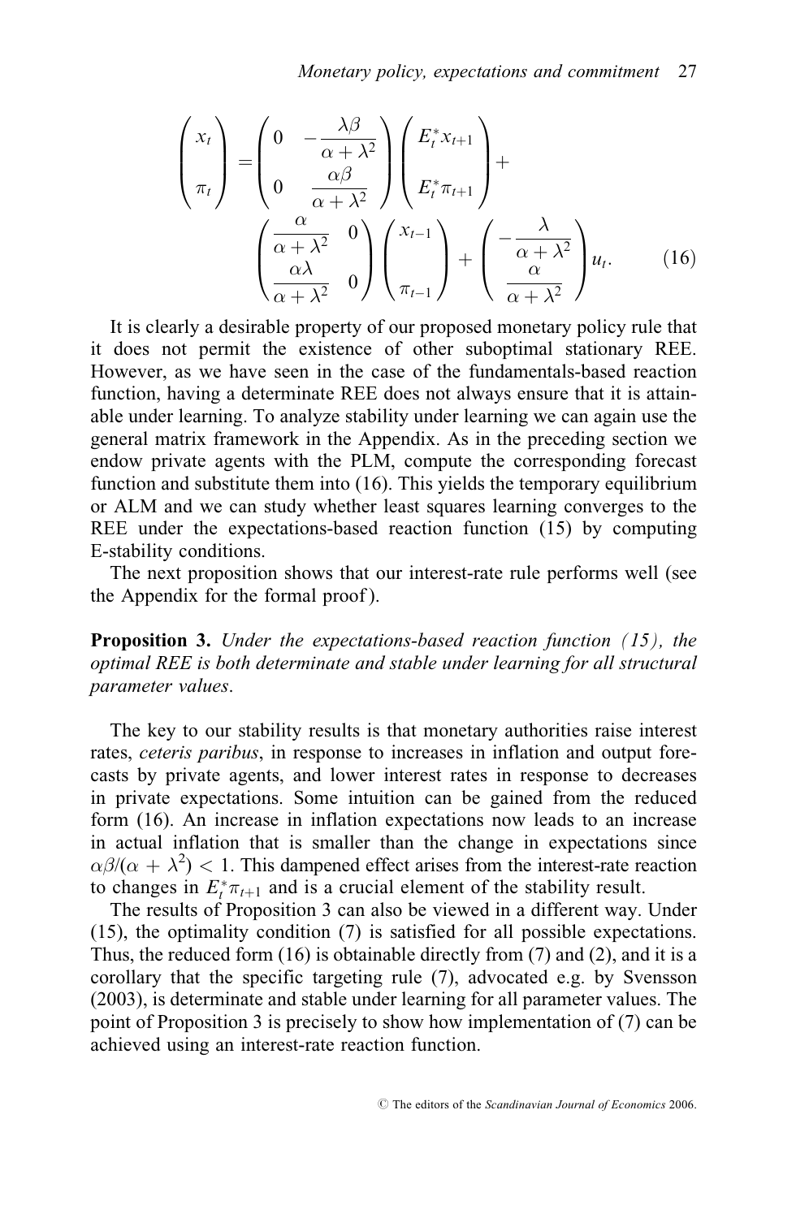$$
\begin{pmatrix} x_t \\ \pi_t \end{pmatrix} = \begin{pmatrix} 0 & -\dfrac{\lambda\beta}{\alpha+\lambda^2} \\ 0 & \dfrac{\alpha\beta}{\alpha+\lambda^2} \end{pmatrix} \begin{pmatrix} E_t^* x_{t+1} \\ E_t^* \pi_{t+1} \end{pmatrix} + \begin{pmatrix} \dfrac{\alpha}{\alpha+\lambda^2} & 0 \\ \dfrac{\alpha\lambda}{\alpha+\lambda^2} & 0 \end{pmatrix} \begin{pmatrix} x_{t-1} \\ \pi_{t-1} \end{pmatrix} + \begin{pmatrix} -\dfrac{\lambda}{\alpha+\lambda^2} \\ \dfrac{\alpha}{\alpha+\lambda^2} \end{pmatrix} u_t. \qquad (16)
$$

It is clearly a desirable property of our proposed monetary policy rule that it does not permit the existence of other suboptimal stationary REE. However, as we have seen in the case of the fundamentals-based reaction function, having a determinate REE does not always ensure that it is attainable under learning. To analyze stability under learning we can again use the general matrix framework in the Appendix. As in the preceding section we endow private agents with the PLM, compute the corresponding forecast function and substitute them into (16). This yields the temporary equilibrium or ALM and we can study whether least squares learning converges to the REE under the expectations-based reaction function (15) by computing E-stability conditions.

The next proposition shows that our interest-rate rule performs well (see the Appendix for the formal proof).

**Proposition 3.** *Under the expectations-based reaction function (15), the optimal REE is both determinate and stable under learning for all structural parameter values.*

The key to our stability results is that monetary authorities raise interest rates, *ceteris paribus*, in response to increases in inflation and output forecasts by private agents, and lower interest rates in response to decreases in private expectations. Some intuition can be gained from the reduced form (16). An increase in inflation expectations now leads to an increase in actual inflation that is smaller than the change in expectations since $\alpha\beta/(\alpha + \lambda^2) < 1$. This dampened effect arises from the interest-rate reaction to changes in $E_t^* \pi_{t+1}$ and is a crucial element of the stability result.

The results of Proposition 3 can also be viewed in a different way. Under (15), the optimality condition (7) is satisfied for all possible expectations. Thus, the reduced form (16) is obtainable directly from (7) and (2), and it is a corollary that the specific targeting rule (7), advocated e.g. by Svensson (2003), is determinate and stable under learning for all parameter values. The point of Proposition 3 is precisely to show how implementation of (7) can be achieved using an interest-rate reaction function.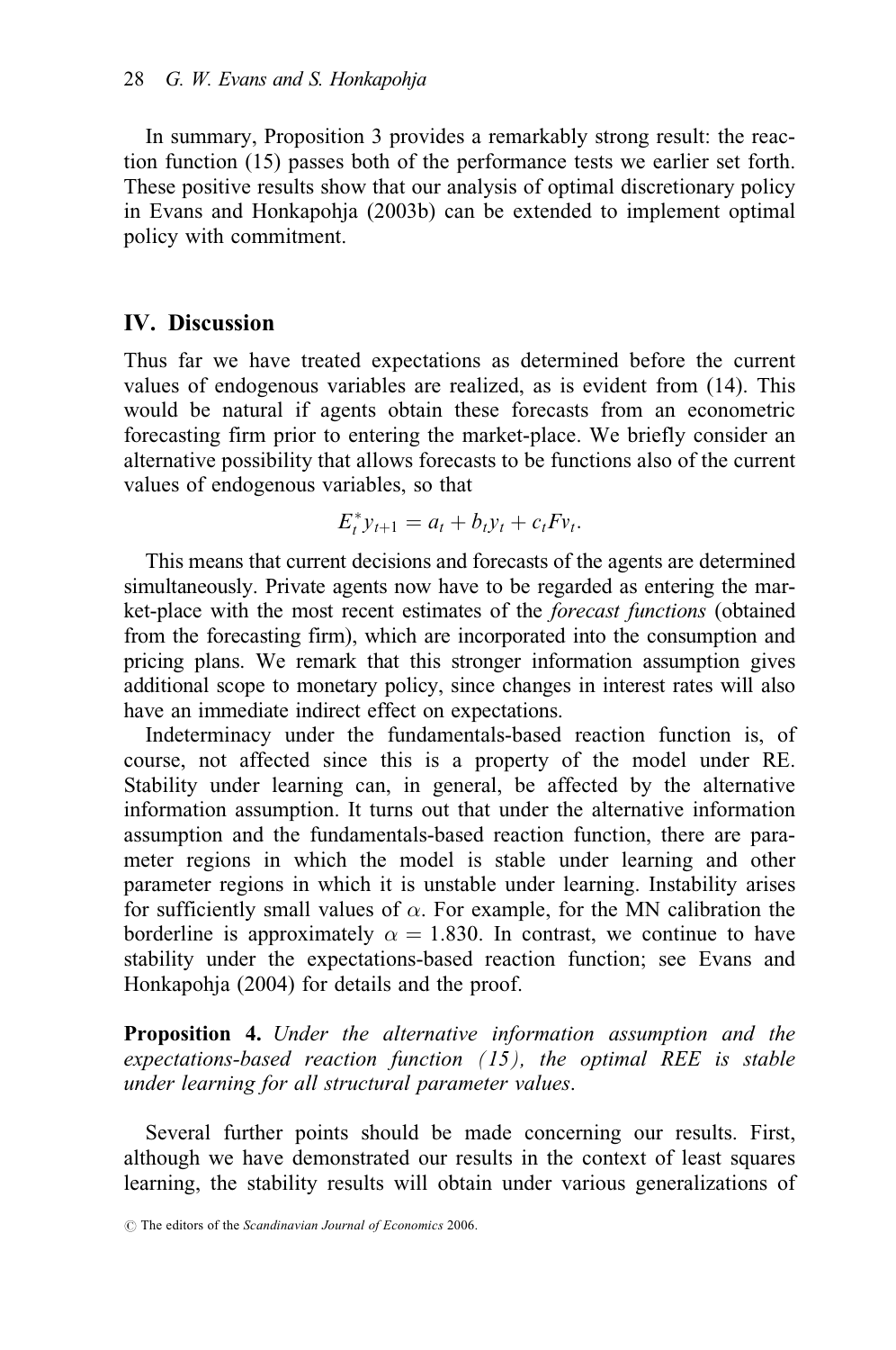In summary, Proposition 3 provides a remarkably strong result: the reaction function (15) passes both of the performance tests we earlier set forth. These positive results show that our analysis of optimal discretionary policy in Evans and Honkapohja (2003b) can be extended to implement optimal policy with commitment.

## IV. Discussion

Thus far we have treated expectations as determined before the current values of endogenous variables are realized, as is evident from (14). This would be natural if agents obtain these forecasts from an econometric forecasting firm prior to entering the market-place. We briefly consider an alternative possibility that allows forecasts to be functions also of the current values of endogenous variables, so that

$$E_t^* y_{t+1} = a_t + b_t y_t + c_t F v_t.$$

This means that current decisions and forecasts of the agents are determined simultaneously. Private agents now have to be regarded as entering the market-place with the most recent estimates of the *forecast functions* (obtained from the forecasting firm), which are incorporated into the consumption and pricing plans. We remark that this stronger information assumption gives additional scope to monetary policy, since changes in interest rates will also have an immediate indirect effect on expectations.

Indeterminacy under the fundamentals-based reaction function is, of course, not affected since this is a property of the model under RE. Stability under learning can, in general, be affected by the alternative information assumption. It turns out that under the alternative information assumption and the fundamentals-based reaction function, there are parameter regions in which the model is stable under learning and other parameter regions in which it is unstable under learning. Instability arises for sufficiently small values of $\alpha$. For example, for the MN calibration the borderline is approximately $\alpha = 1.830$. In contrast, we continue to have stability under the expectations-based reaction function; see Evans and Honkapohja (2004) for details and the proof.

**Proposition 4.** *Under the alternative information assumption and the expectations-based reaction function (15), the optimal REE is stable under learning for all structural parameter values.*

Several further points should be made concerning our results. First, although we have demonstrated our results in the context of least squares learning, the stability results will obtain under various generalizations of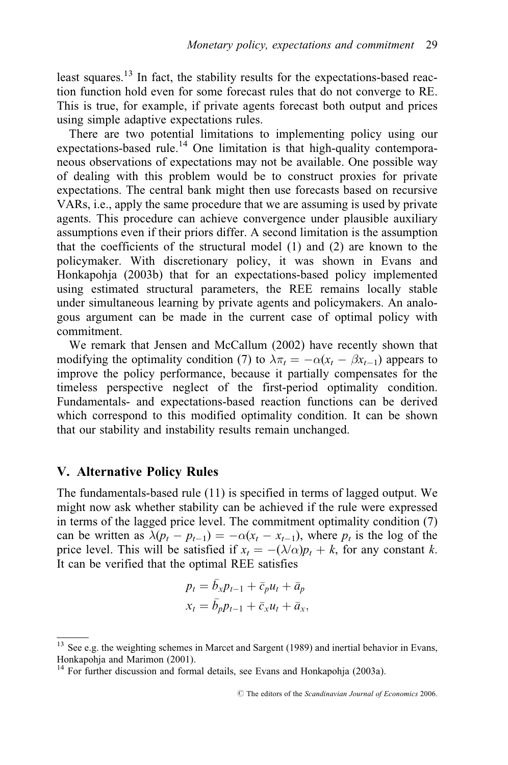least squares.[13] In fact, the stability results for the expectations-based reaction function hold even for some forecast rules that do not converge to RE. This is true, for example, if private agents forecast both output and prices using simple adaptive expectations rules.

There are two potential limitations to implementing policy using our expectations-based rule.[14] One limitation is that high-quality contemporaneous observations of expectations may not be available. One possible way of dealing with this problem would be to construct proxies for private expectations. The central bank might then use forecasts based on recursive VARs, i.e., apply the same procedure that we are assuming is used by private agents. This procedure can achieve convergence under plausible auxiliary assumptions even if their priors differ. A second limitation is the assumption that the coefficients of the structural model (1) and (2) are known to the policymaker. With discretionary policy, it was shown in Evans and Honkapohja (2003b) that for an expectations-based policy implemented using estimated structural parameters, the REE remains locally stable under simultaneous learning by private agents and policymakers. An analogous argument can be made in the current case of optimal policy with commitment.

We remark that Jensen and McCallum (2002) have recently shown that modifying the optimality condition (7) to $\lambda \pi_t = -\alpha(x_t - \beta x_{t-1})$ appears to improve the policy performance, because it partially compensates for the timeless perspective neglect of the first-period optimality condition. Fundamentals- and expectations-based reaction functions can be derived which correspond to this modified optimality condition. It can be shown that our stability and instability results remain unchanged.

## V. Alternative Policy Rules

The fundamentals-based rule (11) is specified in terms of lagged output. We might now ask whether stability can be achieved if the rule were expressed in terms of the lagged price level. The commitment optimality condition (7) can be written as $\lambda(p_t - p_{t-1}) = -\alpha(x_t - x_{t-1})$, where $p_t$ is the log of the price level. This will be satisfied if $x_t = -(\lambda/\alpha)p_t + k$, for any constant $k$. It can be verified that the optimal REE satisfies

$$p_t = \bar{b}_x p_{t-1} + \bar{c}_p u_t + \bar{a}_p$$
$$x_t = \bar{b}_p p_{t-1} + \bar{c}_x u_t + \bar{a}_x,$$

[13] See e.g. the weighting schemes in Marcet and Sargent (1989) and inertial behavior in Evans, Honkapohja and Marimon (2001).

[14] For further discussion and formal details, see Evans and Honkapohja (2003a).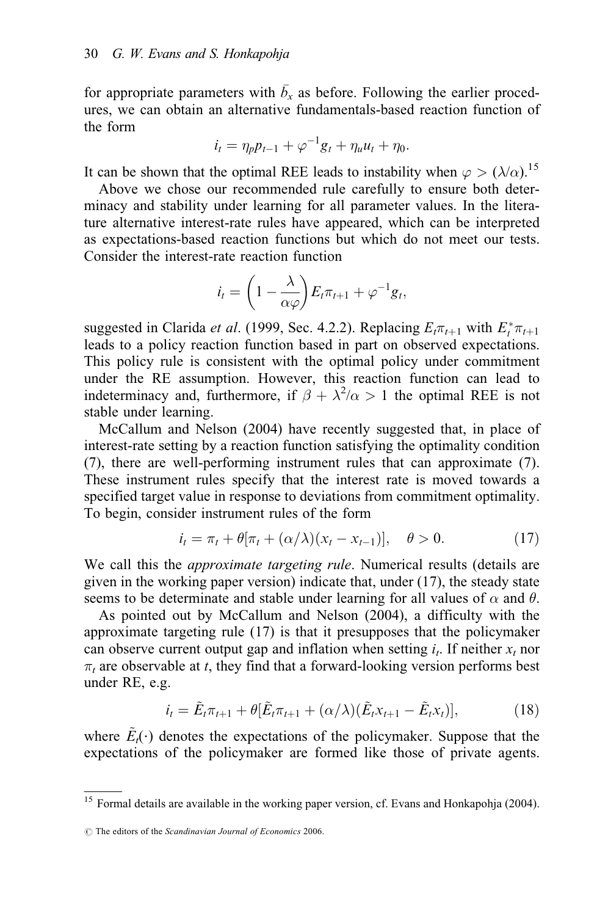for appropriate parameters with $\bar{b}_x$ as before. Following the earlier procedures, we can obtain an alternative fundamentals-based reaction function of the form

$$i_t = \eta_p p_{t-1} + \varphi^{-1} g_t + \eta_u u_t + \eta_0.$$

It can be shown that the optimal REE leads to instability when $\varphi > (\lambda/\alpha)$.[15]

Above we chose our recommended rule carefully to ensure both determinacy and stability under learning for all parameter values. In the literature alternative interest-rate rules have appeared, which can be interpreted as expectations-based reaction functions but which do not meet our tests. Consider the interest-rate reaction function

$$i_t = \left(1 - \frac{\lambda}{\alpha\varphi}\right) E_t \pi_{t+1} + \varphi^{-1} g_t,$$

suggested in Clarida *et al*. (1999, Sec. 4.2.2). Replacing $E_t \pi_{t+1}$ with $E_t^* \pi_{t+1}$ leads to a policy reaction function based in part on observed expectations. This policy rule is consistent with the optimal policy under commitment under the RE assumption. However, this reaction function can lead to indeterminacy and, furthermore, if $\beta + \lambda^2/\alpha > 1$ the optimal REE is not stable under learning.

McCallum and Nelson (2004) have recently suggested that, in place of interest-rate setting by a reaction function satisfying the optimality condition (7), there are well-performing instrument rules that can approximate (7). These instrument rules specify that the interest rate is moved towards a specified target value in response to deviations from commitment optimality. To begin, consider instrument rules of the form

$$i_t = \pi_t + \theta[\pi_t + (\alpha/\lambda)(x_t - x_{t-1})], \quad \theta > 0. \tag{17}$$

We call this the *approximate targeting rule*. Numerical results (details are given in the working paper version) indicate that, under (17), the steady state seems to be determinate and stable under learning for all values of $\alpha$ and $\theta$.

As pointed out by McCallum and Nelson (2004), a difficulty with the approximate targeting rule (17) is that it presupposes that the policymaker can observe current output gap and inflation when setting $i_t$. If neither $x_t$ nor $\pi_t$ are observable at $t$, they find that a forward-looking version performs best under RE, e.g.

$$i_t = \tilde{E}_t \pi_{t+1} + \theta[\tilde{E}_t \pi_{t+1} + (\alpha/\lambda)(\tilde{E}_t x_{t+1} - \tilde{E}_t x_t)], \tag{18}$$

where $\tilde{E}_t(\cdot)$ denotes the expectations of the policymaker. Suppose that the expectations of the policymaker are formed like those of private agents.

[15] Formal details are available in the working paper version, cf. Evans and Honkapohja (2004).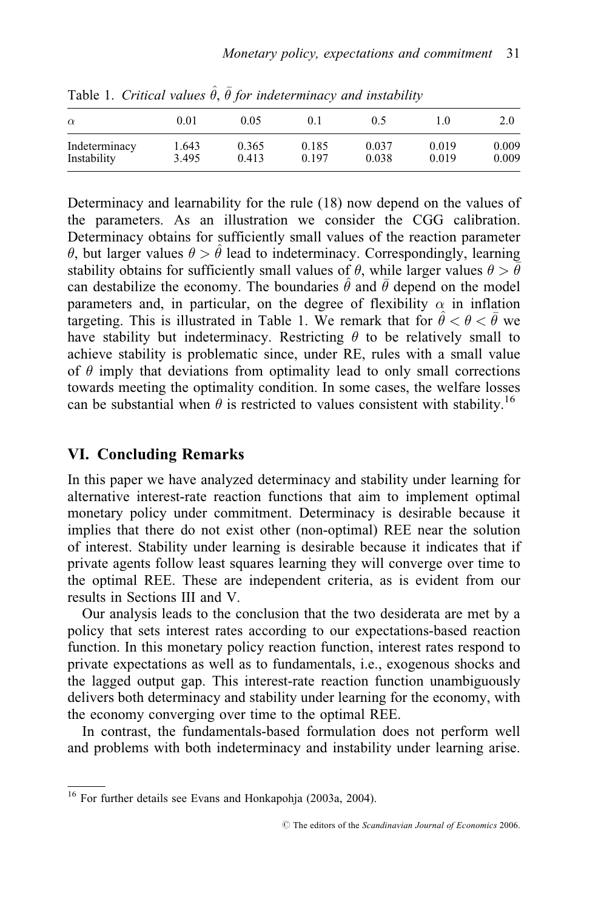Table 1. *Critical values $\hat{\theta}$, $\bar{\theta}$ for indeterminacy and instability*

| $\alpha$ | 0.01 | 0.05 | 0.1 | 0.5 | 1.0 | 2.0 |
|---|---|---|---|---|---|---|
| Indeterminacy | 1.643 | 0.365 | 0.185 | 0.037 | 0.019 | 0.009 |
| Instability | 3.495 | 0.413 | 0.197 | 0.038 | 0.019 | 0.009 |

Determinacy and learnability for the rule (18) now depend on the values of the parameters. As an illustration we consider the CGG calibration. Determinacy obtains for sufficiently small values of the reaction parameter $\theta$, but larger values $\theta > \hat{\theta}$ lead to indeterminacy. Correspondingly, learning stability obtains for sufficiently small values of $\theta$, while larger values $\theta > \bar{\theta}$ can destabilize the economy. The boundaries $\hat{\theta}$ and $\bar{\theta}$ depend on the model parameters and, in particular, on the degree of flexibility $\alpha$ in inflation targeting. This is illustrated in Table 1. We remark that for $\hat{\theta} < \theta < \bar{\theta}$ we have stability but indeterminacy. Restricting $\theta$ to be relatively small to achieve stability is problematic since, under RE, rules with a small value of $\theta$ imply that deviations from optimality lead to only small corrections towards meeting the optimality condition. In some cases, the welfare losses can be substantial when $\theta$ is restricted to values consistent with stability.[16]

## VI. Concluding Remarks

In this paper we have analyzed determinacy and stability under learning for alternative interest-rate reaction functions that aim to implement optimal monetary policy under commitment. Determinacy is desirable because it implies that there do not exist other (non-optimal) REE near the solution of interest. Stability under learning is desirable because it indicates that if private agents follow least squares learning they will converge over time to the optimal REE. These are independent criteria, as is evident from our results in Sections III and V.

Our analysis leads to the conclusion that the two desiderata are met by a policy that sets interest rates according to our expectations-based reaction function. In this monetary policy reaction function, interest rates respond to private expectations as well as to fundamentals, i.e., exogenous shocks and the lagged output gap. This interest-rate reaction function unambiguously delivers both determinacy and stability under learning for the economy, with the economy converging over time to the optimal REE.

In contrast, the fundamentals-based formulation does not perform well and problems with both indeterminacy and instability under learning arise.

[16] For further details see Evans and Honkapohja (2003a, 2004).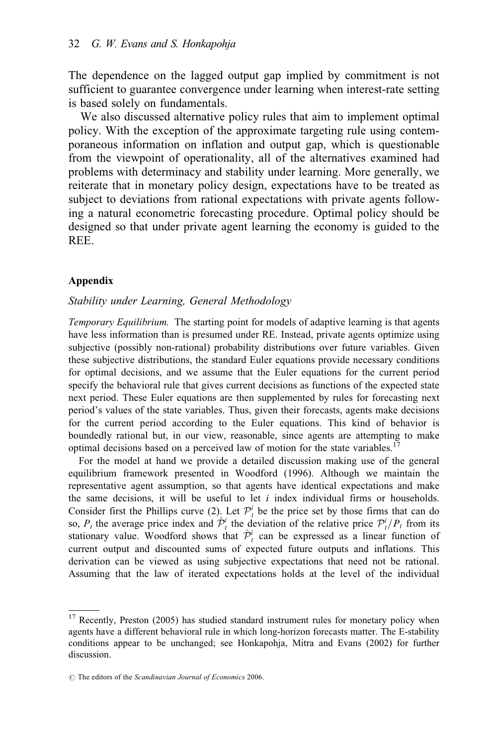The dependence on the lagged output gap implied by commitment is not sufficient to guarantee convergence under learning when interest-rate setting is based solely on fundamentals.

We also discussed alternative policy rules that aim to implement optimal policy. With the exception of the approximate targeting rule using contemporaneous information on inflation and output gap, which is questionable from the viewpoint of operationality, all of the alternatives examined had problems with determinacy and stability under learning. More generally, we reiterate that in monetary policy design, expectations have to be treated as subject to deviations from rational expectations with private agents following a natural econometric forecasting procedure. Optimal policy should be designed so that under private agent learning the economy is guided to the REE.

## Appendix

### *Stability under Learning, General Methodology*

*Temporary Equilibrium.* The starting point for models of adaptive learning is that agents have less information than is presumed under RE. Instead, private agents optimize using subjective (possibly non-rational) probability distributions over future variables. Given these subjective distributions, the standard Euler equations provide necessary conditions for optimal decisions, and we assume that the Euler equations for the current period specify the behavioral rule that gives current decisions as functions of the expected state next period. These Euler equations are then supplemented by rules for forecasting next period's values of the state variables. Thus, given their forecasts, agents make decisions for the current period according to the Euler equations. This kind of behavior is boundedly rational but, in our view, reasonable, since agents are attempting to make optimal decisions based on a perceived law of motion for the state variables.[17]

For the model at hand we provide a detailed discussion making use of the general equilibrium framework presented in Woodford (1996). Although we maintain the representative agent assumption, so that agents have identical expectations and make the same decisions, it will be useful to let $i$ index individual firms or households. Consider first the Phillips curve (2). Let $\mathcal{P}_t^i$ be the price set by those firms that can do so, $P_t$ the average price index and $\hat{\mathcal{P}}_t^i$ the deviation of the relative price $\mathcal{P}_t^i/P_t$ from its stationary value. Woodford shows that $\hat{\mathcal{P}}_t^i$ can be expressed as a linear function of current output and discounted sums of expected future outputs and inflations. This derivation can be viewed as using subjective expectations that need not be rational. Assuming that the law of iterated expectations holds at the level of the individual

[17] Recently, Preston (2005) has studied standard instrument rules for monetary policy when agents have a different behavioral rule in which long-horizon forecasts matter. The E-stability conditions appear to be unchanged; see Honkapohja, Mitra and Evans (2002) for further discussion.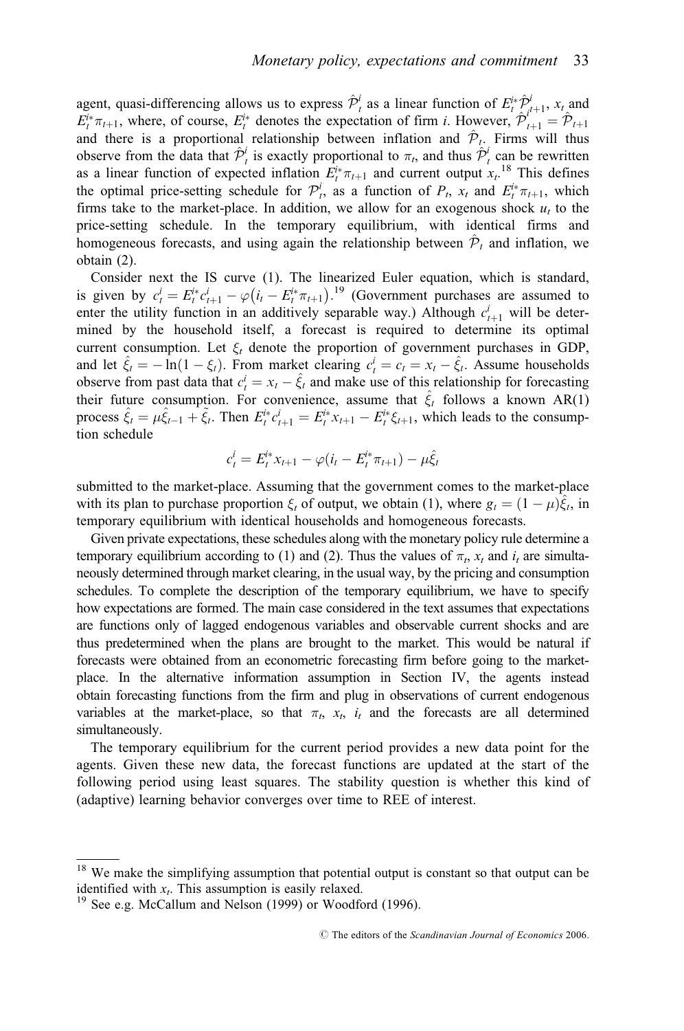agent, quasi-differencing allows us to express $\hat{\mathcal{P}}_t^i$ as a linear function of $E_t^{i*}\hat{\mathcal{P}}_{t+1}^i$, $x_t$ and $E_t^{i*}\pi_{t+1}$, where, of course, $E_t^{i*}$ denotes the expectation of firm $i$. However, $\hat{\mathcal{P}}_{t+1}^i = \hat{\mathcal{P}}_{t+1}$ and there is a proportional relationship between inflation and $\hat{\mathcal{P}}_t$. Firms will thus observe from the data that $\hat{\mathcal{P}}_t^i$ is exactly proportional to $\pi_t$, and thus $\hat{\mathcal{P}}_t^i$ can be rewritten as a linear function of expected inflation $E_t^{i*}\pi_{t+1}$ and current output $x_t$.[18] This defines the optimal price-setting schedule for $\mathcal{P}_t^i$, as a function of $P_t$, $x_t$ and $E_t^{i*}\pi_{t+1}$, which firms take to the market-place. In addition, we allow for an exogenous shock $u_t$ to the price-setting schedule. In the temporary equilibrium, with identical firms and homogeneous forecasts, and using again the relationship between $\hat{\mathcal{P}}_t$ and inflation, we obtain (2).

Consider next the IS curve (1). The linearized Euler equation, which is standard, is given by $c_t^i = E_t^{i*}c_{t+1}^i - \varphi(i_t - E_t^{i*}\pi_{t+1})$.[19] (Government purchases are assumed to enter the utility function in an additively separable way.) Although $c_{t+1}^i$ will be determined by the household itself, a forecast is required to determine its optimal current consumption. Let $\xi_t$ denote the proportion of government purchases in GDP, and let $\hat{\xi}_t = -\ln(1-\xi_t)$. From market clearing $c_t^i = c_t = x_t - \hat{\xi}_t$. Assume households observe from past data that $c_t^i = x_t - \hat{\xi}_t$ and make use of this relationship for forecasting their future consumption. For convenience, assume that $\hat{\xi}_t$ follows a known AR(1) process $\hat{\xi}_t = \mu\hat{\xi}_{t-1} + \tilde{\xi}_t$. Then $E_t^{i*}c_{t+1}^i = E_t^{i*}x_{t+1} - E_t^{i*}\xi_{t+1}$, which leads to the consumption schedule

$$c_t^i = E_t^{i*}x_{t+1} - \varphi(i_t - E_t^{i*}\pi_{t+1}) - \mu\hat{\xi}_t$$

submitted to the market-place. Assuming that the government comes to the market-place with its plan to purchase proportion $\xi_t$ of output, we obtain (1), where $g_t = (1-\mu)\hat{\xi}_t$, in temporary equilibrium with identical households and homogeneous forecasts.

Given private expectations, these schedules along with the monetary policy rule determine a temporary equilibrium according to (1) and (2). Thus the values of $\pi_t$, $x_t$ and $i_t$ are simultaneously determined through market clearing, in the usual way, by the pricing and consumption schedules. To complete the description of the temporary equilibrium, we have to specify how expectations are formed. The main case considered in the text assumes that expectations are functions only of lagged endogenous variables and observable current shocks and are thus predetermined when the plans are brought to the market. This would be natural if forecasts were obtained from an econometric forecasting firm before going to the market-place. In the alternative information assumption in Section IV, the agents instead obtain forecasting functions from the firm and plug in observations of current endogenous variables at the market-place, so that $\pi_t$, $x_t$, $i_t$ and the forecasts are all determined simultaneously.

The temporary equilibrium for the current period provides a new data point for the agents. Given these new data, the forecast functions are updated at the start of the following period using least squares. The stability question is whether this kind of (adaptive) learning behavior converges over time to REE of interest.

---

[18] We make the simplifying assumption that potential output is constant so that output can be identified with $x_t$. This assumption is easily relaxed.

[19] See e.g. McCallum and Nelson (1999) or Woodford (1996).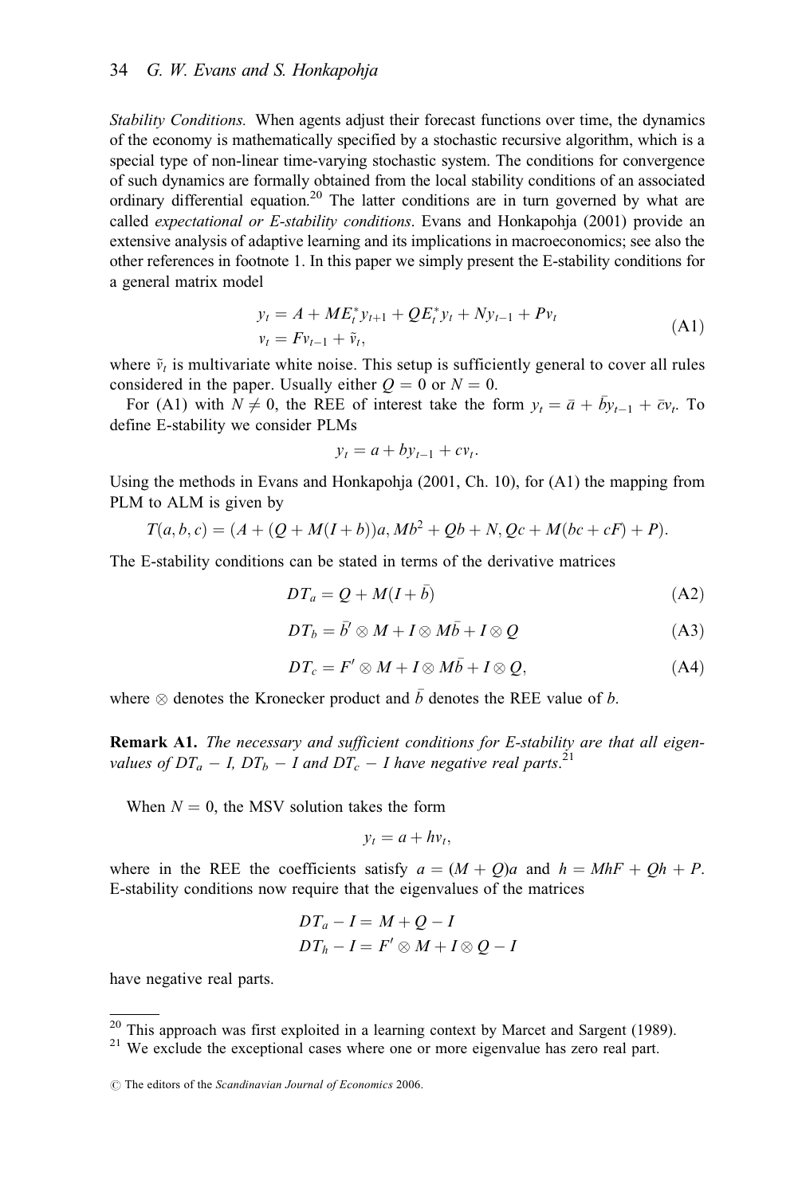*Stability Conditions.* When agents adjust their forecast functions over time, the dynamics of the economy is mathematically specified by a stochastic recursive algorithm, which is a special type of non-linear time-varying stochastic system. The conditions for convergence of such dynamics are formally obtained from the local stability conditions of an associated ordinary differential equation.[20] The latter conditions are in turn governed by what are called *expectational or E-stability conditions*. Evans and Honkapohja (2001) provide an extensive analysis of adaptive learning and its implications in macroeconomics; see also the other references in footnote 1. In this paper we simply present the E-stability conditions for a general matrix model

$$
\begin{aligned}
y_t &= A + ME_t^* y_{t+1} + QE_t^* y_t + Ny_{t-1} + Pv_t \\
v_t &= Fv_{t-1} + \tilde{v}_t,
\end{aligned}
\tag{A1}
$$

where $\tilde{v}_t$ is multivariate white noise. This setup is sufficiently general to cover all rules considered in the paper. Usually either $Q = 0$ or $N = 0$.

For (A1) with $N \neq 0$, the REE of interest take the form $y_t = \bar{a} + \bar{b}y_{t-1} + \bar{c}v_t$. To define E-stability we consider PLMs

$$
y_t = a + by_{t-1} + cv_t.
$$

Using the methods in Evans and Honkapohja (2001, Ch. 10), for (A1) the mapping from PLM to ALM is given by

$$
T(a, b, c) = (A + (Q + M(I + b))a, Mb^2 + Qb + N, Qc + M(bc + cF) + P).
$$

The E-stability conditions can be stated in terms of the derivative matrices

$$
DT_a = Q + M(I + \bar{b}) \tag{A2}
$$

$$
DT_b = \bar{b}' \otimes M + I \otimes M\bar{b} + I \otimes Q \tag{A3}
$$

$$
DT_c = F' \otimes M + I \otimes M\bar{b} + I \otimes Q, \tag{A4}
$$

where $\otimes$ denotes the Kronecker product and $\bar{b}$ denotes the REE value of $b$.

**Remark A1.** *The necessary and sufficient conditions for E-stability are that all eigenvalues of* $DT_a - I$, $DT_b - I$ *and* $DT_c - I$ *have negative real parts.*[21]

When $N = 0$, the MSV solution takes the form

$$
y_t = a + hv_t,
$$

where in the REE the coefficients satisfy $a = (M + Q)a$ and $h = MhF + Qh + P$. E-stability conditions now require that the eigenvalues of the matrices

$$
\begin{aligned}
DT_a - I &= M + Q - I \\
DT_h - I &= F' \otimes M + I \otimes Q - I
\end{aligned}
$$

have negative real parts.

---

[20] This approach was first exploited in a learning context by Marcet and Sargent (1989).

[21] We exclude the exceptional cases where one or more eigenvalue has zero real part.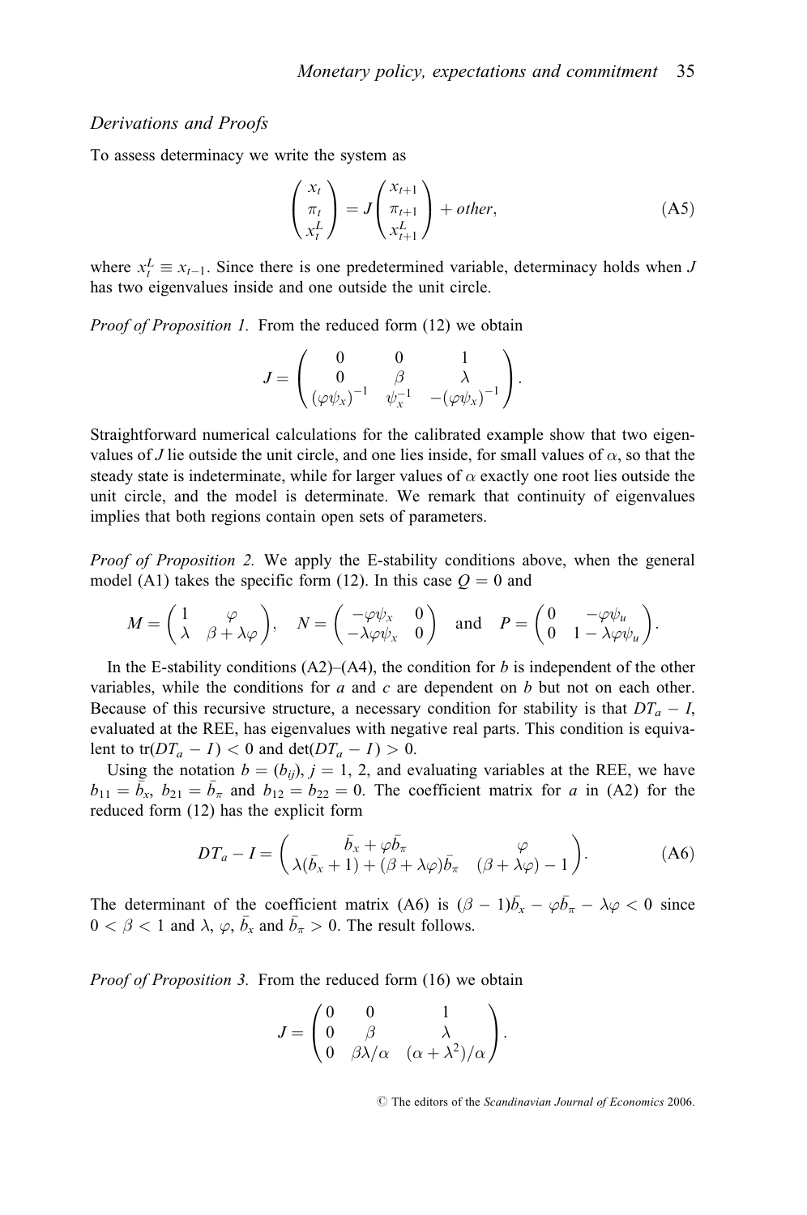*Derivations and Proofs*

To assess determinacy we write the system as

$$\begin{pmatrix} x_t \\ \pi_t \\ x_t^L \end{pmatrix} = J \begin{pmatrix} x_{t+1} \\ \pi_{t+1} \\ x_{t+1}^L \end{pmatrix} + other, \tag{A5}$$

where $x_t^L \equiv x_{t-1}$. Since there is one predetermined variable, determinacy holds when $J$ has two eigenvalues inside and one outside the unit circle.

*Proof of Proposition 1.* From the reduced form (12) we obtain

$$J = \begin{pmatrix} 0 & 0 & 1 \\ 0 & \beta & \lambda \\ (\varphi\psi_x)^{-1} & \psi_x^{-1} & -(\varphi\psi_x)^{-1} \end{pmatrix}.$$

Straightforward numerical calculations for the calibrated example show that two eigenvalues of $J$ lie outside the unit circle, and one lies inside, for small values of $\alpha$, so that the steady state is indeterminate, while for larger values of $\alpha$ exactly one root lies outside the unit circle, and the model is determinate. We remark that continuity of eigenvalues implies that both regions contain open sets of parameters.

*Proof of Proposition 2.* We apply the E-stability conditions above, when the general model (A1) takes the specific form (12). In this case $Q = 0$ and

$$M = \begin{pmatrix} 1 & \varphi \\ \lambda & \beta + \lambda\varphi \end{pmatrix}, \quad N = \begin{pmatrix} -\varphi\psi_x & 0 \\ -\lambda\varphi\psi_x & 0 \end{pmatrix} \quad \text{and} \quad P = \begin{pmatrix} 0 & -\varphi\psi_u \\ 0 & 1 - \lambda\varphi\psi_u \end{pmatrix}.$$

In the E-stability conditions (A2)–(A4), the condition for $b$ is independent of the other variables, while the conditions for $a$ and $c$ are dependent on $b$ but not on each other. Because of this recursive structure, a necessary condition for stability is that $DT_a - I$, evaluated at the REE, has eigenvalues with negative real parts. This condition is equivalent to $\text{tr}(DT_a - I) < 0$ and $\det(DT_a - I) > 0$.

Using the notation $b = (b_{ij})$, $j = 1, 2$, and evaluating variables at the REE, we have $b_{11} = \bar{b}_x$, $b_{21} = \bar{b}_\pi$ and $b_{12} = b_{22} = 0$. The coefficient matrix for $a$ in (A2) for the reduced form (12) has the explicit form

$$DT_a - I = \begin{pmatrix} \bar{b}_x + \varphi\bar{b}_\pi & \varphi \\ \lambda(\bar{b}_x + 1) + (\beta + \lambda\varphi)\bar{b}_\pi & (\beta + \lambda\varphi) - 1 \end{pmatrix}. \tag{A6}$$

The determinant of the coefficient matrix (A6) is $(\beta - 1)\bar{b}_x - \varphi\bar{b}_\pi - \lambda\varphi < 0$ since $0 < \beta < 1$ and $\lambda$, $\varphi$, $\bar{b}_x$ and $\bar{b}_\pi > 0$. The result follows.

*Proof of Proposition 3.* From the reduced form (16) we obtain

$$J = \begin{pmatrix} 0 & 0 & 1 \\ 0 & \beta & \lambda \\ 0 & \beta\lambda/\alpha & (\alpha + \lambda^2)/\alpha \end{pmatrix}.$$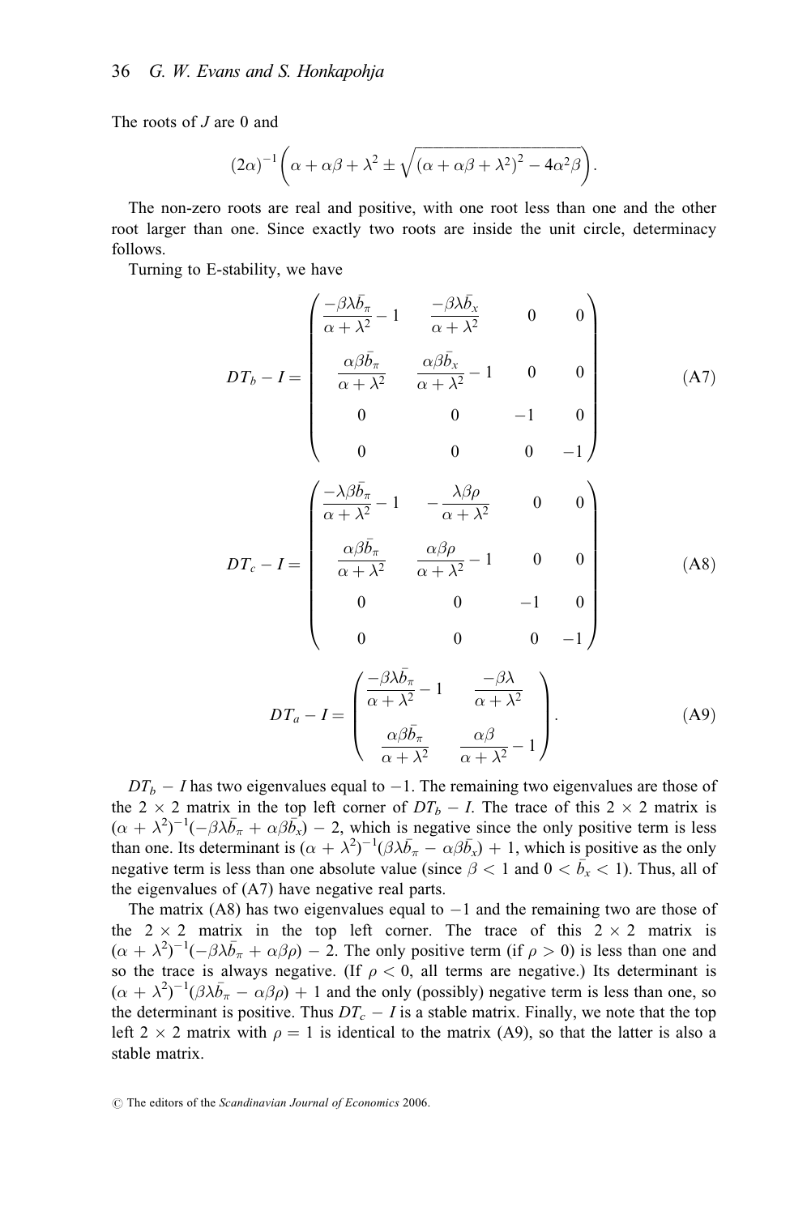The roots of $J$ are 0 and

$$(2\alpha)^{-1}\left(\alpha + \alpha\beta + \lambda^2 \pm \sqrt{(\alpha + \alpha\beta + \lambda^2)^2 - 4\alpha^2\beta}\right).$$

The non-zero roots are real and positive, with one root less than one and the other root larger than one. Since exactly two roots are inside the unit circle, determinacy follows.

Turning to E-stability, we have

$$DT_b - I = \begin{pmatrix} \dfrac{-\beta\lambda\bar{b}_\pi}{\alpha+\lambda^2} - 1 & \dfrac{-\beta\lambda\bar{b}_x}{\alpha+\lambda^2} & 0 & 0 \\ \dfrac{\alpha\beta\bar{b}_\pi}{\alpha+\lambda^2} & \dfrac{\alpha\beta\bar{b}_x}{\alpha+\lambda^2} - 1 & 0 & 0 \\ 0 & 0 & -1 & 0 \\ 0 & 0 & 0 & -1 \end{pmatrix} \tag{A7}$$

$$DT_c - I = \begin{pmatrix} \dfrac{-\lambda\beta\bar{b}_\pi}{\alpha+\lambda^2} - 1 & -\dfrac{\lambda\beta\rho}{\alpha+\lambda^2} & 0 & 0 \\ \dfrac{\alpha\beta\bar{b}_\pi}{\alpha+\lambda^2} & \dfrac{\alpha\beta\rho}{\alpha+\lambda^2} - 1 & 0 & 0 \\ 0 & 0 & -1 & 0 \\ 0 & 0 & 0 & -1 \end{pmatrix} \tag{A8}$$

$$DT_a - I = \begin{pmatrix} \dfrac{-\beta\lambda\bar{b}_\pi}{\alpha+\lambda^2} - 1 & \dfrac{-\beta\lambda}{\alpha+\lambda^2} \\ \dfrac{\alpha\beta\bar{b}_\pi}{\alpha+\lambda^2} & \dfrac{\alpha\beta}{\alpha+\lambda^2} - 1 \end{pmatrix}. \tag{A9}$$

$DT_b - I$ has two eigenvalues equal to $-1$. The remaining two eigenvalues are those of the $2 \times 2$ matrix in the top left corner of $DT_b - I$. The trace of this $2 \times 2$ matrix is $(\alpha + \lambda^2)^{-1}(-\beta\lambda\bar{b}_\pi + \alpha\beta\bar{b}_x) - 2$, which is negative since the only positive term is less than one. Its determinant is $(\alpha + \lambda^2)^{-1}(\beta\lambda\bar{b}_\pi - \alpha\beta\bar{b}_x) + 1$, which is positive as the only negative term is less than one absolute value (since $\beta < 1$ and $0 < \bar{b}_x < 1$). Thus, all of the eigenvalues of (A7) have negative real parts.

The matrix (A8) has two eigenvalues equal to $-1$ and the remaining two are those of the $2 \times 2$ matrix in the top left corner. The trace of this $2 \times 2$ matrix is $(\alpha + \lambda^2)^{-1}(-\beta\lambda\bar{b}_\pi + \alpha\beta\rho) - 2$. The only positive term (if $\rho > 0$) is less than one and so the trace is always negative. (If $\rho < 0$, all terms are negative.) Its determinant is $(\alpha + \lambda^2)^{-1}(\beta\lambda\bar{b}_\pi - \alpha\beta\rho) + 1$ and the only (possibly) negative term is less than one, so the determinant is positive. Thus $DT_c - I$ is a stable matrix. Finally, we note that the top left $2 \times 2$ matrix with $\rho = 1$ is identical to the matrix (A9), so that the latter is also a stable matrix.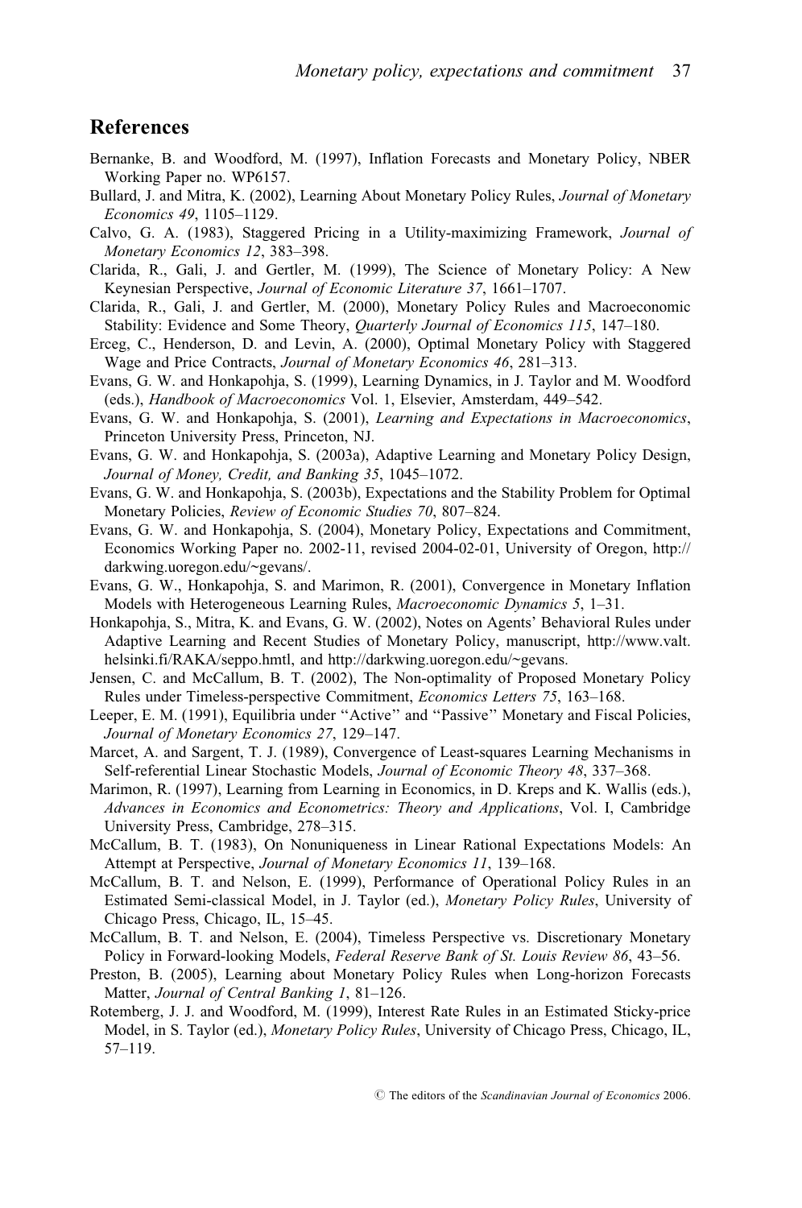## References

Bernanke, B. and Woodford, M. (1997), Inflation Forecasts and Monetary Policy, NBER Working Paper no. WP6157.

Bullard, J. and Mitra, K. (2002), Learning About Monetary Policy Rules, *Journal of Monetary Economics 49*, 1105–1129.

Calvo, G. A. (1983), Staggered Pricing in a Utility-maximizing Framework, *Journal of Monetary Economics 12*, 383–398.

Clarida, R., Gali, J. and Gertler, M. (1999), The Science of Monetary Policy: A New Keynesian Perspective, *Journal of Economic Literature 37*, 1661–1707.

Clarida, R., Gali, J. and Gertler, M. (2000), Monetary Policy Rules and Macroeconomic Stability: Evidence and Some Theory, *Quarterly Journal of Economics 115*, 147–180.

Erceg, C., Henderson, D. and Levin, A. (2000), Optimal Monetary Policy with Staggered Wage and Price Contracts, *Journal of Monetary Economics 46*, 281–313.

Evans, G. W. and Honkapohja, S. (1999), Learning Dynamics, in J. Taylor and M. Woodford (eds.), *Handbook of Macroeconomics* Vol. 1, Elsevier, Amsterdam, 449–542.

Evans, G. W. and Honkapohja, S. (2001), *Learning and Expectations in Macroeconomics*, Princeton University Press, Princeton, NJ.

Evans, G. W. and Honkapohja, S. (2003a), Adaptive Learning and Monetary Policy Design, *Journal of Money, Credit, and Banking 35*, 1045–1072.

Evans, G. W. and Honkapohja, S. (2003b), Expectations and the Stability Problem for Optimal Monetary Policies, *Review of Economic Studies 70*, 807–824.

Evans, G. W. and Honkapohja, S. (2004), Monetary Policy, Expectations and Commitment, Economics Working Paper no. 2002-11, revised 2004-02-01, University of Oregon, http://darkwing.uoregon.edu/~gevans/.

Evans, G. W., Honkapohja, S. and Marimon, R. (2001), Convergence in Monetary Inflation Models with Heterogeneous Learning Rules, *Macroeconomic Dynamics 5*, 1–31.

Honkapohja, S., Mitra, K. and Evans, G. W. (2002), Notes on Agents' Behavioral Rules under Adaptive Learning and Recent Studies of Monetary Policy, manuscript, http://www.valt.helsinki.fi/RAKA/seppo.hmtl, and http://darkwing.uoregon.edu/~gevans.

Jensen, C. and McCallum, B. T. (2002), The Non-optimality of Proposed Monetary Policy Rules under Timeless-perspective Commitment, *Economics Letters 75*, 163–168.

Leeper, E. M. (1991), Equilibria under "Active" and "Passive" Monetary and Fiscal Policies, *Journal of Monetary Economics 27*, 129–147.

Marcet, A. and Sargent, T. J. (1989), Convergence of Least-squares Learning Mechanisms in Self-referential Linear Stochastic Models, *Journal of Economic Theory 48*, 337–368.

Marimon, R. (1997), Learning from Learning in Economics, in D. Kreps and K. Wallis (eds.), *Advances in Economics and Econometrics: Theory and Applications*, Vol. I, Cambridge University Press, Cambridge, 278–315.

McCallum, B. T. (1983), On Nonuniqueness in Linear Rational Expectations Models: An Attempt at Perspective, *Journal of Monetary Economics 11*, 139–168.

McCallum, B. T. and Nelson, E. (1999), Performance of Operational Policy Rules in an Estimated Semi-classical Model, in J. Taylor (ed.), *Monetary Policy Rules*, University of Chicago Press, Chicago, IL, 15–45.

McCallum, B. T. and Nelson, E. (2004), Timeless Perspective vs. Discretionary Monetary Policy in Forward-looking Models, *Federal Reserve Bank of St. Louis Review 86*, 43–56.

Preston, B. (2005), Learning about Monetary Policy Rules when Long-horizon Forecasts Matter, *Journal of Central Banking 1*, 81–126.

Rotemberg, J. J. and Woodford, M. (1999), Interest Rate Rules in an Estimated Sticky-price Model, in S. Taylor (ed.), *Monetary Policy Rules*, University of Chicago Press, Chicago, IL, 57–119.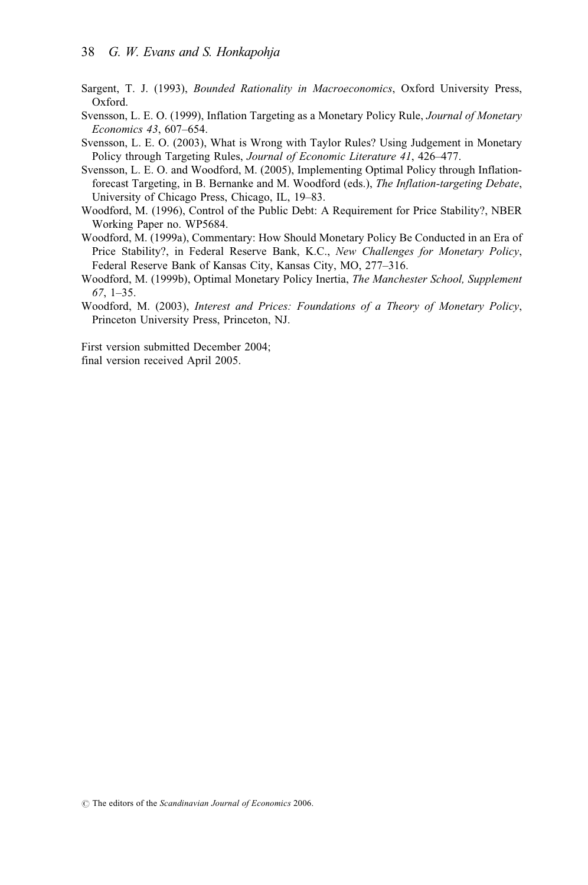Sargent, T. J. (1993), *Bounded Rationality in Macroeconomics*, Oxford University Press, Oxford.

Svensson, L. E. O. (1999), Inflation Targeting as a Monetary Policy Rule, *Journal of Monetary Economics 43*, 607–654.

Svensson, L. E. O. (2003), What is Wrong with Taylor Rules? Using Judgement in Monetary Policy through Targeting Rules, *Journal of Economic Literature 41*, 426–477.

Svensson, L. E. O. and Woodford, M. (2005), Implementing Optimal Policy through Inflation-forecast Targeting, in B. Bernanke and M. Woodford (eds.), *The Inflation-targeting Debate*, University of Chicago Press, Chicago, IL, 19–83.

Woodford, M. (1996), Control of the Public Debt: A Requirement for Price Stability?, NBER Working Paper no. WP5684.

Woodford, M. (1999a), Commentary: How Should Monetary Policy Be Conducted in an Era of Price Stability?, in Federal Reserve Bank, K.C., *New Challenges for Monetary Policy*, Federal Reserve Bank of Kansas City, Kansas City, MO, 277–316.

Woodford, M. (1999b), Optimal Monetary Policy Inertia, *The Manchester School, Supplement 67*, 1–35.

Woodford, M. (2003), *Interest and Prices: Foundations of a Theory of Monetary Policy*, Princeton University Press, Princeton, NJ.

First version submitted December 2004;
final version received April 2005.